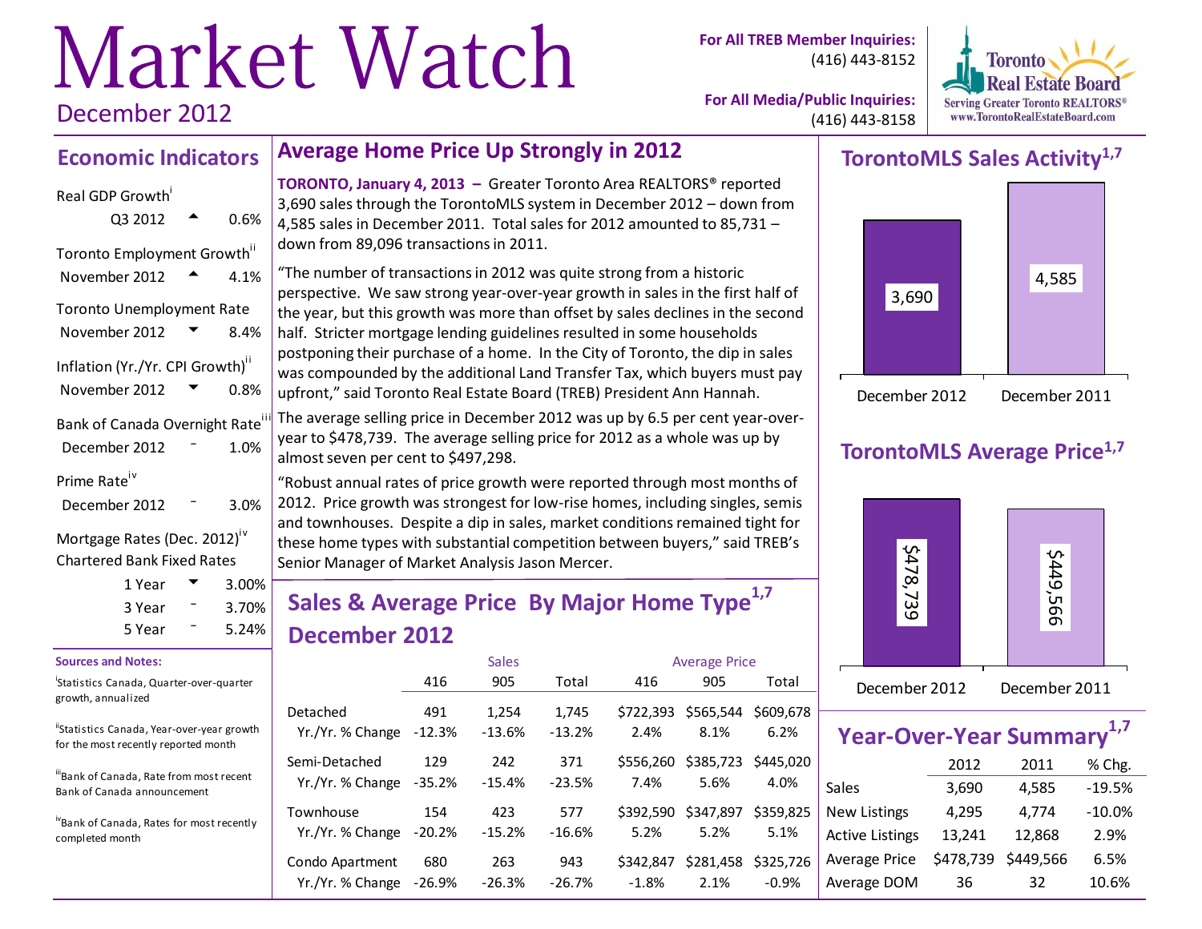# Market Watch

December 2012

**For All TREB Member Inquiries:** (416) 443-8152

**For All Media/Public Inquiries:** (416) 443-8158

Toronto Real Estate Board
Serving Greater Toronto REALTORS®
www.TorontoRealEstateBoard.com

## Economic Indicators

| Indicator | Period | Direction | Value |
|---|---|---|---|
| Real GDP Growth[i] | Q3 2012 | ▲ | 0.6% |
| Toronto Employment Growth[ii] | November 2012 | ▲ | 4.1% |
| Toronto Unemployment Rate | November 2012 | ▼ | 8.4% |
| Inflation (Yr./Yr. CPI Growth)[ii] | November 2012 | ▼ | 0.8% |
| Bank of Canada Overnight Rate[iii] | December 2012 | – | 1.0% |
| Prime Rate[iv] | December 2012 | – | 3.0% |

Mortgage Rates (Dec. 2012)[iv]
Chartered Bank Fixed Rates

| Term | Direction | Rate |
|---|---|---|
| 1 Year | ▼ | 3.00% |
| 3 Year | – | 3.70% |
| 5 Year | – | 5.24% |

**Sources and Notes:**

[i] Statistics Canada, Quarter-over-quarter growth, annualized

[ii] Statistics Canada, Year-over-year growth for the most recently reported month

[iii] Bank of Canada, Rate from most recent Bank of Canada announcement

[iv] Bank of Canada, Rates for most recently completed month

## Average Home Price Up Strongly in 2012

**TORONTO, January 4, 2013 –** Greater Toronto Area REALTORS® reported 3,690 sales through the TorontoMLS system in December 2012 – down from 4,585 sales in December 2011. Total sales for 2012 amounted to 85,731 – down from 89,096 transactions in 2011.

"The number of transactions in 2012 was quite strong from a historic perspective. We saw strong year-over-year growth in sales in the first half of the year, but this growth was more than offset by sales declines in the second half. Stricter mortgage lending guidelines resulted in some households postponing their purchase of a home. In the City of Toronto, the dip in sales was compounded by the additional Land Transfer Tax, which buyers must pay upfront," said Toronto Real Estate Board (TREB) President Ann Hannah.

The average selling price in December 2012 was up by 6.5 per cent year-over-year to $478,739. The average selling price for 2012 as a whole was up by almost seven per cent to $497,298.

"Robust annual rates of price growth were reported through most months of 2012. Price growth was strongest for low-rise homes, including singles, semis and townhouses. Despite a dip in sales, market conditions remained tight for these home types with substantial competition between buyers," said TREB's Senior Manager of Market Analysis Jason Mercer.

## Sales & Average Price By Major Home Type[1,7] December 2012

| | Sales | | | Average Price | | |
|---|---|---|---|---|---|---|
| | 416 | 905 | Total | 416 | 905 | Total |
| Detached | 491 | 1,254 | 1,745 | $722,393 | $565,544 | $609,678 |
| Yr./Yr. % Change | -12.3% | -13.6% | -13.2% | 2.4% | 8.1% | 6.2% |
| Semi-Detached | 129 | 242 | 371 | $556,260 | $385,723 | $445,020 |
| Yr./Yr. % Change | -35.2% | -15.4% | -23.5% | 7.4% | 5.6% | 4.0% |
| Townhouse | 154 | 423 | 577 | $392,590 | $347,897 | $359,825 |
| Yr./Yr. % Change | -20.2% | -15.2% | -16.6% | 5.2% | 5.2% | 5.1% |
| Condo Apartment | 680 | 263 | 943 | $342,847 | $281,458 | $325,726 |
| Yr./Yr. % Change | -26.9% | -26.3% | -26.7% | -1.8% | 2.1% | -0.9% |

## TorontoMLS Sales Activity[1,7]

| December 2012 | December 2011 |
|---|---|
| 3,690 | 4,585 |

## TorontoMLS Average Price[1,7]

| December 2012 | December 2011 |
|---|---|
| $478,739 | $449,566 |

## Year-Over-Year Summary[1,7]

| | 2012 | 2011 | % Chg. |
|---|---|---|---|
| Sales | 3,690 | 4,585 | -19.5% |
| New Listings | 4,295 | 4,774 | -10.0% |
| Active Listings | 13,241 | 12,868 | 2.9% |
| Average Price | $478,739 | $449,566 | 6.5% |
| Average DOM | 36 | 32 | 10.6% |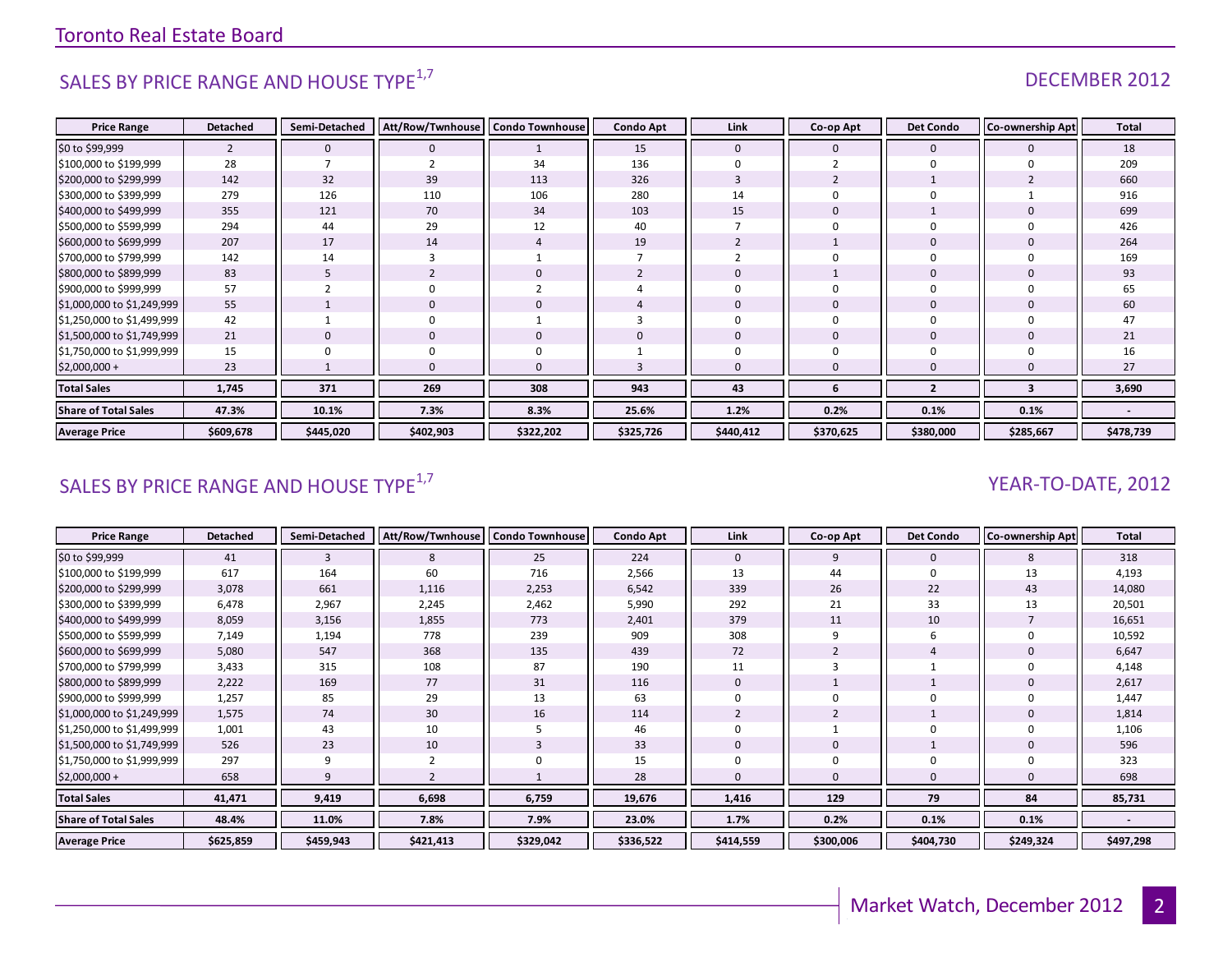# Toronto Real Estate Board

## SALES BY PRICE RANGE AND HOUSE TYPE[1,7]

DECEMBER 2012

| Price Range | Detached | Semi-Detached | Att/Row/Twnhouse | Condo Townhouse | Condo Apt | Link | Co-op Apt | Det Condo | Co-ownership Apt | Total |
|---|---|---|---|---|---|---|---|---|---|---|
| $0 to $99,999 | 2 | 0 | 0 | 1 | 15 | 0 | 0 | 0 | 0 | 18 |
| $100,000 to $199,999 | 28 | 7 | 2 | 34 | 136 | 0 | 2 | 0 | 0 | 209 |
| $200,000 to $299,999 | 142 | 32 | 39 | 113 | 326 | 3 | 2 | 1 | 2 | 660 |
| $300,000 to $399,999 | 279 | 126 | 110 | 106 | 280 | 14 | 0 | 0 | 1 | 916 |
| $400,000 to $499,999 | 355 | 121 | 70 | 34 | 103 | 15 | 0 | 1 | 0 | 699 |
| $500,000 to $599,999 | 294 | 44 | 29 | 12 | 40 | 7 | 0 | 0 | 0 | 426 |
| $600,000 to $699,999 | 207 | 17 | 14 | 4 | 19 | 2 | 1 | 0 | 0 | 264 |
| $700,000 to $799,999 | 142 | 14 | 3 | 1 | 7 | 2 | 0 | 0 | 0 | 169 |
| $800,000 to $899,999 | 83 | 5 | 2 | 0 | 2 | 0 | 1 | 0 | 0 | 93 |
| $900,000 to $999,999 | 57 | 2 | 0 | 2 | 4 | 0 | 0 | 0 | 0 | 65 |
| $1,000,000 to $1,249,999 | 55 | 1 | 0 | 0 | 4 | 0 | 0 | 0 | 0 | 60 |
| $1,250,000 to $1,499,999 | 42 | 1 | 0 | 1 | 3 | 0 | 0 | 0 | 0 | 47 |
| $1,500,000 to $1,749,999 | 21 | 0 | 0 | 0 | 0 | 0 | 0 | 0 | 0 | 21 |
| $1,750,000 to $1,999,999 | 15 | 0 | 0 | 0 | 1 | 0 | 0 | 0 | 0 | 16 |
| $2,000,000 + | 23 | 1 | 0 | 0 | 3 | 0 | 0 | 0 | 0 | 27 |
| **Total Sales** | **1,745** | **371** | **269** | **308** | **943** | **43** | **6** | **2** | **3** | **3,690** |
| **Share of Total Sales** | **47.3%** | **10.1%** | **7.3%** | **8.3%** | **25.6%** | **1.2%** | **0.2%** | **0.1%** | **0.1%** | **-** |
| **Average Price** | **$609,678** | **$445,020** | **$402,903** | **$322,202** | **$325,726** | **$440,412** | **$370,625** | **$380,000** | **$285,667** | **$478,739** |

## SALES BY PRICE RANGE AND HOUSE TYPE[1,7]

YEAR-TO-DATE, 2012

| Price Range | Detached | Semi-Detached | Att/Row/Twnhouse | Condo Townhouse | Condo Apt | Link | Co-op Apt | Det Condo | Co-ownership Apt | Total |
|---|---|---|---|---|---|---|---|---|---|---|
| $0 to $99,999 | 41 | 3 | 8 | 25 | 224 | 0 | 9 | 0 | 8 | 318 |
| $100,000 to $199,999 | 617 | 164 | 60 | 716 | 2,566 | 13 | 44 | 0 | 13 | 4,193 |
| $200,000 to $299,999 | 3,078 | 661 | 1,116 | 2,253 | 6,542 | 339 | 26 | 22 | 43 | 14,080 |
| $300,000 to $399,999 | 6,478 | 2,967 | 2,245 | 2,462 | 5,990 | 292 | 21 | 33 | 13 | 20,501 |
| $400,000 to $499,999 | 8,059 | 3,156 | 1,855 | 773 | 2,401 | 379 | 11 | 10 | 7 | 16,651 |
| $500,000 to $599,999 | 7,149 | 1,194 | 778 | 239 | 909 | 308 | 9 | 6 | 0 | 10,592 |
| $600,000 to $699,999 | 5,080 | 547 | 368 | 135 | 439 | 72 | 2 | 4 | 0 | 6,647 |
| $700,000 to $799,999 | 3,433 | 315 | 108 | 87 | 190 | 11 | 3 | 1 | 0 | 4,148 |
| $800,000 to $899,999 | 2,222 | 169 | 77 | 31 | 116 | 0 | 1 | 1 | 0 | 2,617 |
| $900,000 to $999,999 | 1,257 | 85 | 29 | 13 | 63 | 0 | 0 | 0 | 0 | 1,447 |
| $1,000,000 to $1,249,999 | 1,575 | 74 | 30 | 16 | 114 | 2 | 2 | 1 | 0 | 1,814 |
| $1,250,000 to $1,499,999 | 1,001 | 43 | 10 | 5 | 46 | 0 | 1 | 0 | 0 | 1,106 |
| $1,500,000 to $1,749,999 | 526 | 23 | 10 | 3 | 33 | 0 | 0 | 1 | 0 | 596 |
| $1,750,000 to $1,999,999 | 297 | 9 | 2 | 0 | 15 | 0 | 0 | 0 | 0 | 323 |
| $2,000,000 + | 658 | 9 | 2 | 1 | 28 | 0 | 0 | 0 | 0 | 698 |
| **Total Sales** | **41,471** | **9,419** | **6,698** | **6,759** | **19,676** | **1,416** | **129** | **79** | **84** | **85,731** |
| **Share of Total Sales** | **48.4%** | **11.0%** | **7.8%** | **7.9%** | **23.0%** | **1.7%** | **0.2%** | **0.1%** | **0.1%** | **-** |
| **Average Price** | **$625,859** | **$459,943** | **$421,413** | **$329,042** | **$336,522** | **$414,559** | **$300,006** | **$404,730** | **$249,324** | **$497,298** |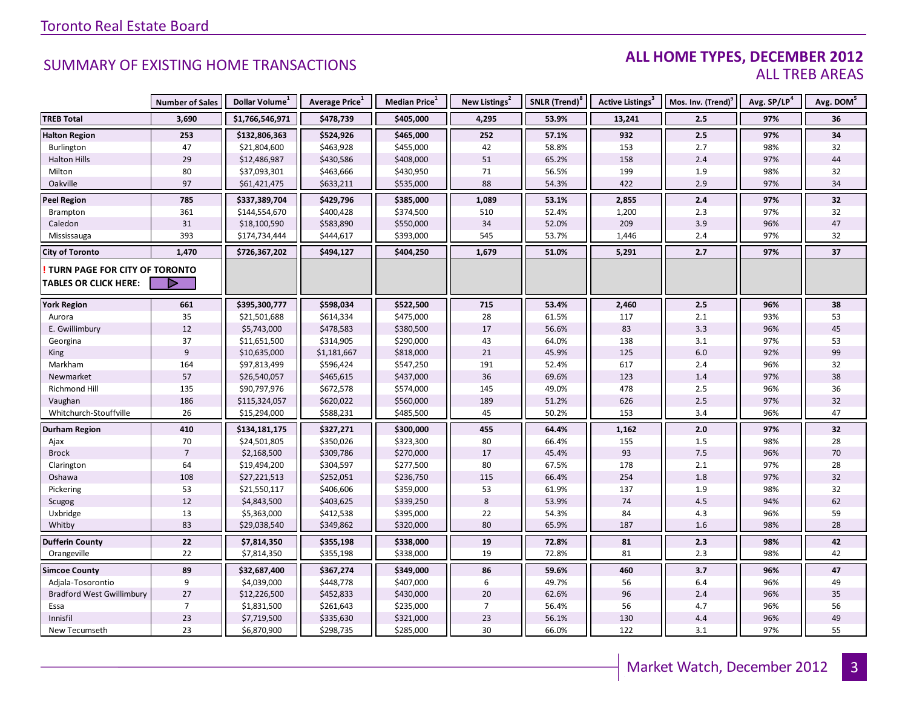# SUMMARY OF EXISTING HOME TRANSACTIONS

## ALL HOME TYPES, DECEMBER 2012
## ALL TREB AREAS

| | Number of Sales | Dollar Volume[1] | Average Price[1] | Median Price[1] | New Listings[2] | SNLR (Trend)[8] | Active Listings[3] | Mos. Inv. (Trend)[9] | Avg. SP/LP[4] | Avg. DOM[5] |
|---|---|---|---|---|---|---|---|---|---|---|
| **TREB Total** | **3,690** | **$1,766,546,971** | **$478,739** | **$405,000** | **4,295** | **53.9%** | **13,241** | **2.5** | **97%** | **36** |
| **Halton Region** | **253** | **$132,806,363** | **$524,926** | **$465,000** | **252** | **57.1%** | **932** | **2.5** | **97%** | **34** |
| Burlington | 47 | $21,804,600 | $463,928 | $455,000 | 42 | 58.8% | 153 | 2.7 | 98% | 32 |
| Halton Hills | 29 | $12,486,987 | $430,586 | $408,000 | 51 | 65.2% | 158 | 2.4 | 97% | 44 |
| Milton | 80 | $37,093,301 | $463,666 | $430,950 | 71 | 56.5% | 199 | 1.9 | 98% | 32 |
| Oakville | 97 | $61,421,475 | $633,211 | $535,000 | 88 | 54.3% | 422 | 2.9 | 97% | 34 |
| **Peel Region** | **785** | **$337,389,704** | **$429,796** | **$385,000** | **1,089** | **53.1%** | **2,855** | **2.4** | **97%** | **32** |
| Brampton | 361 | $144,554,670 | $400,428 | $374,500 | 510 | 52.4% | 1,200 | 2.3 | 97% | 32 |
| Caledon | 31 | $18,100,590 | $583,890 | $550,000 | 34 | 52.0% | 209 | 3.9 | 96% | 47 |
| Mississauga | 393 | $174,734,444 | $444,617 | $393,000 | 545 | 53.7% | 1,446 | 2.4 | 97% | 32 |
| **City of Toronto** | **1,470** | **$726,367,202** | **$494,127** | **$404,250** | **1,679** | **51.0%** | **5,291** | **2.7** | **97%** | **37** |
| **! TURN PAGE FOR CITY OF TORONTO TABLES OR CLICK HERE:** | | | | | | | | | | |
| **York Region** | **661** | **$395,300,777** | **$598,034** | **$522,500** | **715** | **53.4%** | **2,460** | **2.5** | **96%** | **38** |
| Aurora | 35 | $21,501,688 | $614,334 | $475,000 | 28 | 61.5% | 117 | 2.1 | 93% | 53 |
| E. Gwillimbury | 12 | $5,743,000 | $478,583 | $380,500 | 17 | 56.6% | 83 | 3.3 | 96% | 45 |
| Georgina | 37 | $11,651,500 | $314,905 | $290,000 | 43 | 64.0% | 138 | 3.1 | 97% | 53 |
| King | 9 | $10,635,000 | $1,181,667 | $818,000 | 21 | 45.9% | 125 | 6.0 | 92% | 99 |
| Markham | 164 | $97,813,499 | $596,424 | $547,250 | 191 | 52.4% | 617 | 2.4 | 96% | 32 |
| Newmarket | 57 | $26,540,057 | $465,615 | $437,000 | 36 | 69.6% | 123 | 1.4 | 97% | 38 |
| Richmond Hill | 135 | $90,797,976 | $672,578 | $574,000 | 145 | 49.0% | 478 | 2.5 | 96% | 36 |
| Vaughan | 186 | $115,324,057 | $620,022 | $560,000 | 189 | 51.2% | 626 | 2.5 | 97% | 32 |
| Whitchurch-Stouffville | 26 | $15,294,000 | $588,231 | $485,500 | 45 | 50.2% | 153 | 3.4 | 96% | 47 |
| **Durham Region** | **410** | **$134,181,175** | **$327,271** | **$300,000** | **455** | **64.4%** | **1,162** | **2.0** | **97%** | **32** |
| Ajax | 70 | $24,501,805 | $350,026 | $323,300 | 80 | 66.4% | 155 | 1.5 | 98% | 28 |
| Brock | 7 | $2,168,500 | $309,786 | $270,000 | 17 | 45.4% | 93 | 7.5 | 96% | 70 |
| Clarington | 64 | $19,494,200 | $304,597 | $277,500 | 80 | 67.5% | 178 | 2.1 | 97% | 28 |
| Oshawa | 108 | $27,221,513 | $252,051 | $236,750 | 115 | 66.4% | 254 | 1.8 | 97% | 32 |
| Pickering | 53 | $21,550,117 | $406,606 | $359,000 | 53 | 61.9% | 137 | 1.9 | 98% | 32 |
| Scugog | 12 | $4,843,500 | $403,625 | $339,250 | 8 | 53.9% | 74 | 4.5 | 94% | 62 |
| Uxbridge | 13 | $5,363,000 | $412,538 | $395,000 | 22 | 54.3% | 84 | 4.3 | 96% | 59 |
| Whitby | 83 | $29,038,540 | $349,862 | $320,000 | 80 | 65.9% | 187 | 1.6 | 98% | 28 |
| **Dufferin County** | **22** | **$7,814,350** | **$355,198** | **$338,000** | **19** | **72.8%** | **81** | **2.3** | **98%** | **42** |
| Orangeville | 22 | $7,814,350 | $355,198 | $338,000 | 19 | 72.8% | 81 | 2.3 | 98% | 42 |
| **Simcoe County** | **89** | **$32,687,400** | **$367,274** | **$349,000** | **86** | **59.6%** | **460** | **3.7** | **96%** | **47** |
| Adjala-Tosorontio | 9 | $4,039,000 | $448,778 | $407,000 | 6 | 49.7% | 56 | 6.4 | 96% | 49 |
| Bradford West Gwillimbury | 27 | $12,226,500 | $452,833 | $430,000 | 20 | 62.6% | 96 | 2.4 | 96% | 35 |
| Essa | 7 | $1,831,500 | $261,643 | $235,000 | 7 | 56.4% | 56 | 4.7 | 96% | 56 |
| Innisfil | 23 | $7,719,500 | $335,630 | $321,000 | 23 | 56.1% | 130 | 4.4 | 96% | 49 |
| New Tecumseth | 23 | $6,870,900 | $298,735 | $285,000 | 30 | 66.0% | 122 | 3.1 | 97% | 55 |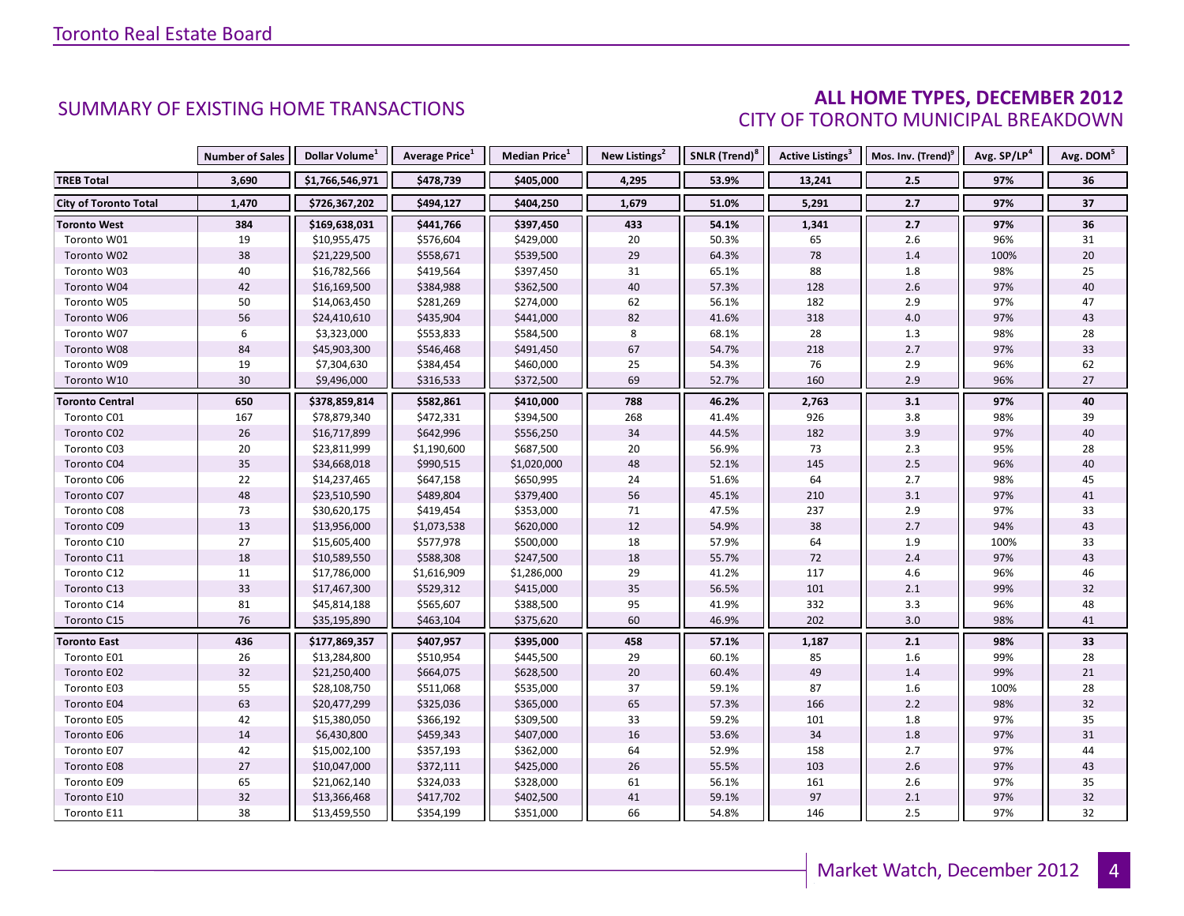## SUMMARY OF EXISTING HOME TRANSACTIONS

### ALL HOME TYPES, DECEMBER 2012
### CITY OF TORONTO MUNICIPAL BREAKDOWN

| | Number of Sales | Dollar Volume[1] | Average Price[1] | Median Price[1] | New Listings[2] | SNLR (Trend)[8] | Active Listings[3] | Mos. Inv. (Trend)[9] | Avg. SP/LP[4] | Avg. DOM[5] |
|---|---|---|---|---|---|---|---|---|---|---|
| **TREB Total** | **3,690** | **$1,766,546,971** | **$478,739** | **$405,000** | **4,295** | **53.9%** | **13,241** | **2.5** | **97%** | **36** |
| **City of Toronto Total** | **1,470** | **$726,367,202** | **$494,127** | **$404,250** | **1,679** | **51.0%** | **5,291** | **2.7** | **97%** | **37** |
| **Toronto West** | **384** | **$169,638,031** | **$441,766** | **$397,450** | **433** | **54.1%** | **1,341** | **2.7** | **97%** | **36** |
| Toronto W01 | 19 | $10,955,475 | $576,604 | $429,000 | 20 | 50.3% | 65 | 2.6 | 96% | 31 |
| Toronto W02 | 38 | $21,229,500 | $558,671 | $539,500 | 29 | 64.3% | 78 | 1.4 | 100% | 20 |
| Toronto W03 | 40 | $16,782,566 | $419,564 | $397,450 | 31 | 65.1% | 88 | 1.8 | 98% | 25 |
| Toronto W04 | 42 | $16,169,500 | $384,988 | $362,500 | 40 | 57.3% | 128 | 2.6 | 97% | 40 |
| Toronto W05 | 50 | $14,063,450 | $281,269 | $274,000 | 62 | 56.1% | 182 | 2.9 | 97% | 47 |
| Toronto W06 | 56 | $24,410,610 | $435,904 | $441,000 | 82 | 41.6% | 318 | 4.0 | 97% | 43 |
| Toronto W07 | 6 | $3,323,000 | $553,833 | $584,500 | 8 | 68.1% | 28 | 1.3 | 98% | 28 |
| Toronto W08 | 84 | $45,903,300 | $546,468 | $491,450 | 67 | 54.7% | 218 | 2.7 | 97% | 33 |
| Toronto W09 | 19 | $7,304,630 | $384,454 | $460,000 | 25 | 54.3% | 76 | 2.9 | 96% | 62 |
| Toronto W10 | 30 | $9,496,000 | $316,533 | $372,500 | 69 | 52.7% | 160 | 2.9 | 96% | 27 |
| **Toronto Central** | **650** | **$378,859,814** | **$582,861** | **$410,000** | **788** | **46.2%** | **2,763** | **3.1** | **97%** | **40** |
| Toronto C01 | 167 | $78,879,340 | $472,331 | $394,500 | 268 | 41.4% | 926 | 3.8 | 98% | 39 |
| Toronto C02 | 26 | $16,717,899 | $642,996 | $556,250 | 34 | 44.5% | 182 | 3.9 | 97% | 40 |
| Toronto C03 | 20 | $23,811,999 | $1,190,600 | $687,500 | 20 | 56.9% | 73 | 2.3 | 95% | 28 |
| Toronto C04 | 35 | $34,668,018 | $990,515 | $1,020,000 | 48 | 52.1% | 145 | 2.5 | 96% | 40 |
| Toronto C06 | 22 | $14,237,465 | $647,158 | $650,995 | 24 | 51.6% | 64 | 2.7 | 98% | 45 |
| Toronto C07 | 48 | $23,510,590 | $489,804 | $379,400 | 56 | 45.1% | 210 | 3.1 | 97% | 41 |
| Toronto C08 | 73 | $30,620,175 | $419,454 | $353,000 | 71 | 47.5% | 237 | 2.9 | 97% | 33 |
| Toronto C09 | 13 | $13,956,000 | $1,073,538 | $620,000 | 12 | 54.9% | 38 | 2.7 | 94% | 43 |
| Toronto C10 | 27 | $15,605,400 | $577,978 | $500,000 | 18 | 57.9% | 64 | 1.9 | 100% | 33 |
| Toronto C11 | 18 | $10,589,550 | $588,308 | $247,500 | 18 | 55.7% | 72 | 2.4 | 97% | 43 |
| Toronto C12 | 11 | $17,786,000 | $1,616,909 | $1,286,000 | 29 | 41.2% | 117 | 4.6 | 96% | 46 |
| Toronto C13 | 33 | $17,467,300 | $529,312 | $415,000 | 35 | 56.5% | 101 | 2.1 | 99% | 32 |
| Toronto C14 | 81 | $45,814,188 | $565,607 | $388,500 | 95 | 41.9% | 332 | 3.3 | 96% | 48 |
| Toronto C15 | 76 | $35,195,890 | $463,104 | $375,620 | 60 | 46.9% | 202 | 3.0 | 98% | 41 |
| **Toronto East** | **436** | **$177,869,357** | **$407,957** | **$395,000** | **458** | **57.1%** | **1,187** | **2.1** | **98%** | **33** |
| Toronto E01 | 26 | $13,284,800 | $510,954 | $445,500 | 29 | 60.1% | 85 | 1.6 | 99% | 28 |
| Toronto E02 | 32 | $21,250,400 | $664,075 | $628,500 | 20 | 60.4% | 49 | 1.4 | 99% | 21 |
| Toronto E03 | 55 | $28,108,750 | $511,068 | $535,000 | 37 | 59.1% | 87 | 1.6 | 100% | 28 |
| Toronto E04 | 63 | $20,477,299 | $325,036 | $365,000 | 65 | 57.3% | 166 | 2.2 | 98% | 32 |
| Toronto E05 | 42 | $15,380,050 | $366,192 | $309,500 | 33 | 59.2% | 101 | 1.8 | 97% | 35 |
| Toronto E06 | 14 | $6,430,800 | $459,343 | $407,000 | 16 | 53.6% | 34 | 1.8 | 97% | 31 |
| Toronto E07 | 42 | $15,002,100 | $357,193 | $362,000 | 64 | 52.9% | 158 | 2.7 | 97% | 44 |
| Toronto E08 | 27 | $10,047,000 | $372,111 | $425,000 | 26 | 55.5% | 103 | 2.6 | 97% | 43 |
| Toronto E09 | 65 | $21,062,140 | $324,033 | $328,000 | 61 | 56.1% | 161 | 2.6 | 97% | 35 |
| Toronto E10 | 32 | $13,366,468 | $417,702 | $402,500 | 41 | 59.1% | 97 | 2.1 | 97% | 32 |
| Toronto E11 | 38 | $13,459,550 | $354,199 | $351,000 | 66 | 54.8% | 146 | 2.5 | 97% | 32 |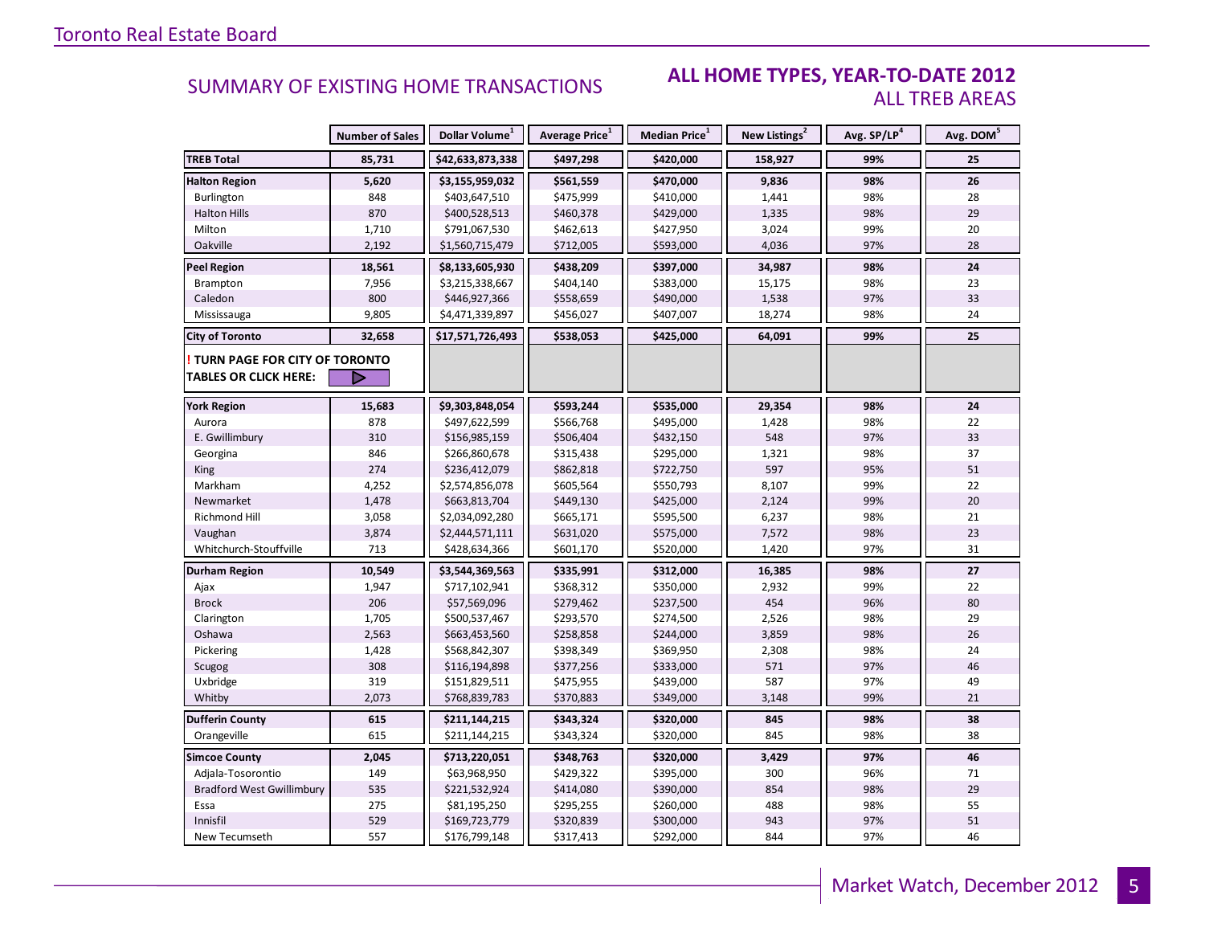## SUMMARY OF EXISTING HOME TRANSACTIONS

### ALL HOME TYPES, YEAR-TO-DATE 2012
### ALL TREB AREAS

| | Number of Sales | Dollar Volume[1] | Average Price[1] | Median Price[1] | New Listings[2] | Avg. SP/LP[4] | Avg. DOM[5] |
|---|---|---|---|---|---|---|---|
| **TREB Total** | **85,731** | **$42,633,873,338** | **$497,298** | **$420,000** | **158,927** | **99%** | **25** |
| **Halton Region** | **5,620** | **$3,155,959,032** | **$561,559** | **$470,000** | **9,836** | **98%** | **26** |
| Burlington | 848 | $403,647,510 | $475,999 | $410,000 | 1,441 | 98% | 28 |
| Halton Hills | 870 | $400,528,513 | $460,378 | $429,000 | 1,335 | 98% | 29 |
| Milton | 1,710 | $791,067,530 | $462,613 | $427,950 | 3,024 | 99% | 20 |
| Oakville | 2,192 | $1,560,715,479 | $712,005 | $593,000 | 4,036 | 97% | 28 |
| **Peel Region** | **18,561** | **$8,133,605,930** | **$438,209** | **$397,000** | **34,987** | **98%** | **24** |
| Brampton | 7,956 | $3,215,338,667 | $404,140 | $383,000 | 15,175 | 98% | 23 |
| Caledon | 800 | $446,927,366 | $558,659 | $490,000 | 1,538 | 97% | 33 |
| Mississauga | 9,805 | $4,471,339,897 | $456,027 | $407,007 | 18,274 | 98% | 24 |
| **City of Toronto** | **32,658** | **$17,571,726,493** | **$538,053** | **$425,000** | **64,091** | **99%** | **25** |
| **! TURN PAGE FOR CITY OF TORONTO TABLES OR CLICK HERE:** | | | | | | | |
| **York Region** | **15,683** | **$9,303,848,054** | **$593,244** | **$535,000** | **29,354** | **98%** | **24** |
| Aurora | 878 | $497,622,599 | $566,768 | $495,000 | 1,428 | 98% | 22 |
| E. Gwillimbury | 310 | $156,985,159 | $506,404 | $432,150 | 548 | 97% | 33 |
| Georgina | 846 | $266,860,678 | $315,438 | $295,000 | 1,321 | 98% | 37 |
| King | 274 | $236,412,079 | $862,818 | $722,750 | 597 | 95% | 51 |
| Markham | 4,252 | $2,574,856,078 | $605,564 | $550,793 | 8,107 | 99% | 22 |
| Newmarket | 1,478 | $663,813,704 | $449,130 | $425,000 | 2,124 | 99% | 20 |
| Richmond Hill | 3,058 | $2,034,092,280 | $665,171 | $595,500 | 6,237 | 98% | 21 |
| Vaughan | 3,874 | $2,444,571,111 | $631,020 | $575,000 | 7,572 | 98% | 23 |
| Whitchurch-Stouffville | 713 | $428,634,366 | $601,170 | $520,000 | 1,420 | 97% | 31 |
| **Durham Region** | **10,549** | **$3,544,369,563** | **$335,991** | **$312,000** | **16,385** | **98%** | **27** |
| Ajax | 1,947 | $717,102,941 | $368,312 | $350,000 | 2,932 | 99% | 22 |
| Brock | 206 | $57,569,096 | $279,462 | $237,500 | 454 | 96% | 80 |
| Clarington | 1,705 | $500,537,467 | $293,570 | $274,500 | 2,526 | 98% | 29 |
| Oshawa | 2,563 | $663,453,560 | $258,858 | $244,000 | 3,859 | 98% | 26 |
| Pickering | 1,428 | $568,842,307 | $398,349 | $369,950 | 2,308 | 98% | 24 |
| Scugog | 308 | $116,194,898 | $377,256 | $333,000 | 571 | 97% | 46 |
| Uxbridge | 319 | $151,829,511 | $475,955 | $439,000 | 587 | 97% | 49 |
| Whitby | 2,073 | $768,839,783 | $370,883 | $349,000 | 3,148 | 99% | 21 |
| **Dufferin County** | **615** | **$211,144,215** | **$343,324** | **$320,000** | **845** | **98%** | **38** |
| Orangeville | 615 | $211,144,215 | $343,324 | $320,000 | 845 | 98% | 38 |
| **Simcoe County** | **2,045** | **$713,220,051** | **$348,763** | **$320,000** | **3,429** | **97%** | **46** |
| Adjala-Tosorontio | 149 | $63,968,950 | $429,322 | $395,000 | 300 | 96% | 71 |
| Bradford West Gwillimbury | 535 | $221,532,924 | $414,080 | $390,000 | 854 | 98% | 29 |
| Essa | 275 | $81,195,250 | $295,255 | $260,000 | 488 | 98% | 55 |
| Innisfil | 529 | $169,723,779 | $320,839 | $300,000 | 943 | 97% | 51 |
| New Tecumseth | 557 | $176,799,148 | $317,413 | $292,000 | 844 | 97% | 46 |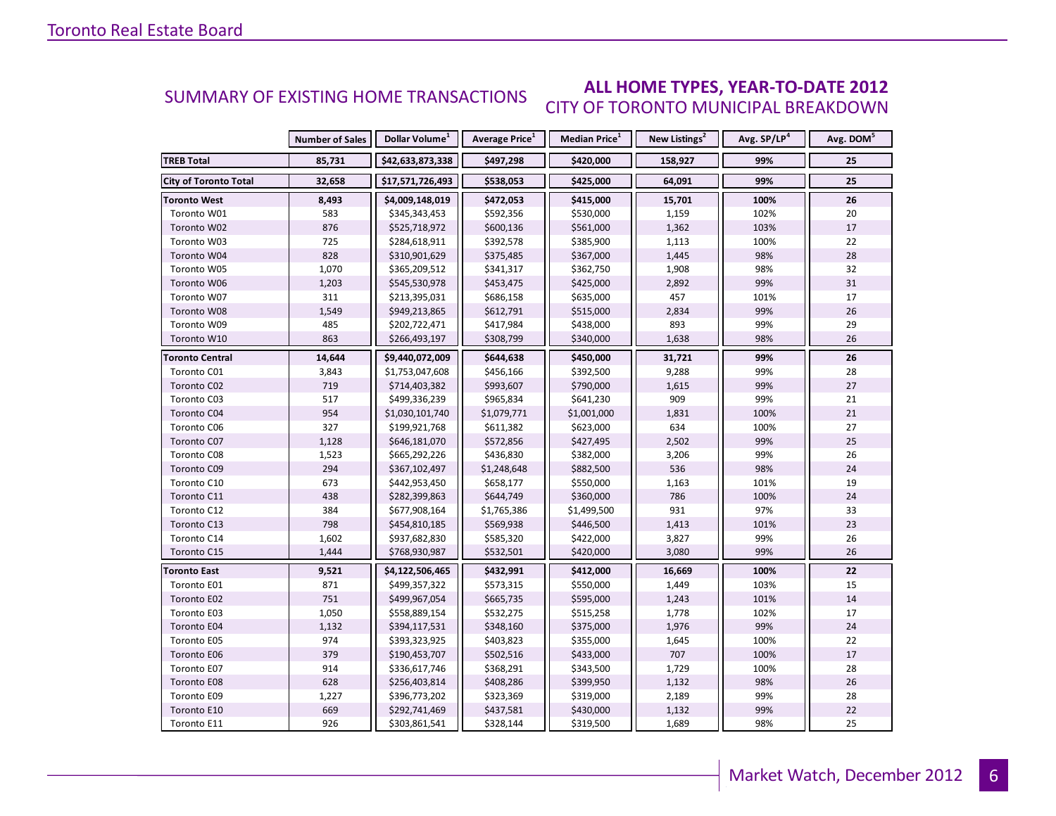## SUMMARY OF EXISTING HOME TRANSACTIONS

### ALL HOME TYPES, YEAR-TO-DATE 2012

### CITY OF TORONTO MUNICIPAL BREAKDOWN

| | Number of Sales | Dollar Volume[1] | Average Price[1] | Median Price[1] | New Listings[2] | Avg. SP/LP[4] | Avg. DOM[5] |
|---|---|---|---|---|---|---|---|
| **TREB Total** | **85,731** | **$42,633,873,338** | **$497,298** | **$420,000** | **158,927** | **99%** | **25** |
| **City of Toronto Total** | **32,658** | **$17,571,726,493** | **$538,053** | **$425,000** | **64,091** | **99%** | **25** |
| **Toronto West** | **8,493** | **$4,009,148,019** | **$472,053** | **$415,000** | **15,701** | **100%** | **26** |
| Toronto W01 | 583 | $345,343,453 | $592,356 | $530,000 | 1,159 | 102% | 20 |
| Toronto W02 | 876 | $525,718,972 | $600,136 | $561,000 | 1,362 | 103% | 17 |
| Toronto W03 | 725 | $284,618,911 | $392,578 | $385,900 | 1,113 | 100% | 22 |
| Toronto W04 | 828 | $310,901,629 | $375,485 | $367,000 | 1,445 | 98% | 28 |
| Toronto W05 | 1,070 | $365,209,512 | $341,317 | $362,750 | 1,908 | 98% | 32 |
| Toronto W06 | 1,203 | $545,530,978 | $453,475 | $425,000 | 2,892 | 99% | 31 |
| Toronto W07 | 311 | $213,395,031 | $686,158 | $635,000 | 457 | 101% | 17 |
| Toronto W08 | 1,549 | $949,213,865 | $612,791 | $515,000 | 2,834 | 99% | 26 |
| Toronto W09 | 485 | $202,722,471 | $417,984 | $438,000 | 893 | 99% | 29 |
| Toronto W10 | 863 | $266,493,197 | $308,799 | $340,000 | 1,638 | 98% | 26 |
| **Toronto Central** | **14,644** | **$9,440,072,009** | **$644,638** | **$450,000** | **31,721** | **99%** | **26** |
| Toronto C01 | 3,843 | $1,753,047,608 | $456,166 | $392,500 | 9,288 | 99% | 28 |
| Toronto C02 | 719 | $714,403,382 | $993,607 | $790,000 | 1,615 | 99% | 27 |
| Toronto C03 | 517 | $499,336,239 | $965,834 | $641,230 | 909 | 99% | 21 |
| Toronto C04 | 954 | $1,030,101,740 | $1,079,771 | $1,001,000 | 1,831 | 100% | 21 |
| Toronto C06 | 327 | $199,921,768 | $611,382 | $623,000 | 634 | 100% | 27 |
| Toronto C07 | 1,128 | $646,181,070 | $572,856 | $427,495 | 2,502 | 99% | 25 |
| Toronto C08 | 1,523 | $665,292,226 | $436,830 | $382,000 | 3,206 | 99% | 26 |
| Toronto C09 | 294 | $367,102,497 | $1,248,648 | $882,500 | 536 | 98% | 24 |
| Toronto C10 | 673 | $442,953,450 | $658,177 | $550,000 | 1,163 | 101% | 19 |
| Toronto C11 | 438 | $282,399,863 | $644,749 | $360,000 | 786 | 100% | 24 |
| Toronto C12 | 384 | $677,908,164 | $1,765,386 | $1,499,500 | 931 | 97% | 33 |
| Toronto C13 | 798 | $454,810,185 | $569,938 | $446,500 | 1,413 | 101% | 23 |
| Toronto C14 | 1,602 | $937,682,830 | $585,320 | $422,000 | 3,827 | 99% | 26 |
| Toronto C15 | 1,444 | $768,930,987 | $532,501 | $420,000 | 3,080 | 99% | 26 |
| **Toronto East** | **9,521** | **$4,122,506,465** | **$432,991** | **$412,000** | **16,669** | **100%** | **22** |
| Toronto E01 | 871 | $499,357,322 | $573,315 | $550,000 | 1,449 | 103% | 15 |
| Toronto E02 | 751 | $499,967,054 | $665,735 | $595,000 | 1,243 | 101% | 14 |
| Toronto E03 | 1,050 | $558,889,154 | $532,275 | $515,258 | 1,778 | 102% | 17 |
| Toronto E04 | 1,132 | $394,117,531 | $348,160 | $375,000 | 1,976 | 99% | 24 |
| Toronto E05 | 974 | $393,323,925 | $403,823 | $355,000 | 1,645 | 100% | 22 |
| Toronto E06 | 379 | $190,453,707 | $502,516 | $433,000 | 707 | 100% | 17 |
| Toronto E07 | 914 | $336,617,746 | $368,291 | $343,500 | 1,729 | 100% | 28 |
| Toronto E08 | 628 | $256,403,814 | $408,286 | $399,950 | 1,132 | 98% | 26 |
| Toronto E09 | 1,227 | $396,773,202 | $323,369 | $319,000 | 2,189 | 99% | 28 |
| Toronto E10 | 669 | $292,741,469 | $437,581 | $430,000 | 1,132 | 99% | 22 |
| Toronto E11 | 926 | $303,861,541 | $328,144 | $319,500 | 1,689 | 98% | 25 |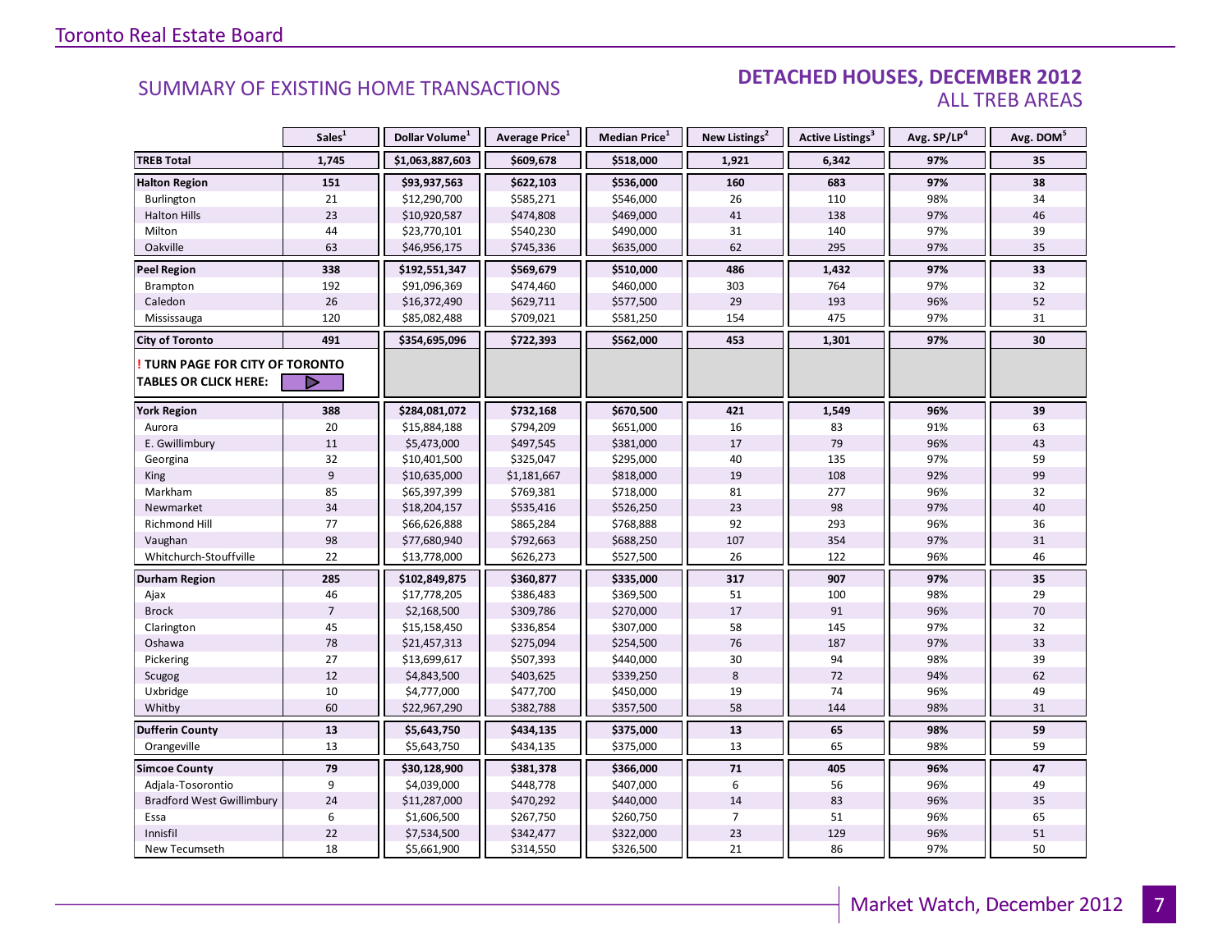## SUMMARY OF EXISTING HOME TRANSACTIONS

## DETACHED HOUSES, DECEMBER 2012

### ALL TREB AREAS

| | Sales[1] | Dollar Volume[1] | Average Price[1] | Median Price[1] | New Listings[2] | Active Listings[3] | Avg. SP/LP[4] | Avg. DOM[5] |
|---|---|---|---|---|---|---|---|---|
| **TREB Total** | **1,745** | **$1,063,887,603** | **$609,678** | **$518,000** | **1,921** | **6,342** | **97%** | **35** |
| **Halton Region** | **151** | **$93,937,563** | **$622,103** | **$536,000** | **160** | **683** | **97%** | **38** |
| Burlington | 21 | $12,290,700 | $585,271 | $546,000 | 26 | 110 | 98% | 34 |
| Halton Hills | 23 | $10,920,587 | $474,808 | $469,000 | 41 | 138 | 97% | 46 |
| Milton | 44 | $23,770,101 | $540,230 | $490,000 | 31 | 140 | 97% | 39 |
| Oakville | 63 | $46,956,175 | $745,336 | $635,000 | 62 | 295 | 97% | 35 |
| **Peel Region** | **338** | **$192,551,347** | **$569,679** | **$510,000** | **486** | **1,432** | **97%** | **33** |
| Brampton | 192 | $91,096,369 | $474,460 | $460,000 | 303 | 764 | 97% | 32 |
| Caledon | 26 | $16,372,490 | $629,711 | $577,500 | 29 | 193 | 96% | 52 |
| Mississauga | 120 | $85,082,488 | $709,021 | $581,250 | 154 | 475 | 97% | 31 |
| **City of Toronto** | **491** | **$354,695,096** | **$722,393** | **$562,000** | **453** | **1,301** | **97%** | **30** |
| **! TURN PAGE FOR CITY OF TORONTO TABLES OR CLICK HERE:** | | | | | | | | |
| **York Region** | **388** | **$284,081,072** | **$732,168** | **$670,500** | **421** | **1,549** | **96%** | **39** |
| Aurora | 20 | $15,884,188 | $794,209 | $651,000 | 16 | 83 | 91% | 63 |
| E. Gwillimbury | 11 | $5,473,000 | $497,545 | $381,000 | 17 | 79 | 96% | 43 |
| Georgina | 32 | $10,401,500 | $325,047 | $295,000 | 40 | 135 | 97% | 59 |
| King | 9 | $10,635,000 | $1,181,667 | $818,000 | 19 | 108 | 92% | 99 |
| Markham | 85 | $65,397,399 | $769,381 | $718,000 | 81 | 277 | 96% | 32 |
| Newmarket | 34 | $18,204,157 | $535,416 | $526,250 | 23 | 98 | 97% | 40 |
| Richmond Hill | 77 | $66,626,888 | $865,284 | $768,888 | 92 | 293 | 96% | 36 |
| Vaughan | 98 | $77,680,940 | $792,663 | $688,250 | 107 | 354 | 97% | 31 |
| Whitchurch-Stouffville | 22 | $13,778,000 | $626,273 | $527,500 | 26 | 122 | 96% | 46 |
| **Durham Region** | **285** | **$102,849,875** | **$360,877** | **$335,000** | **317** | **907** | **97%** | **35** |
| Ajax | 46 | $17,778,205 | $386,483 | $369,500 | 51 | 100 | 98% | 29 |
| Brock | 7 | $2,168,500 | $309,786 | $270,000 | 17 | 91 | 96% | 70 |
| Clarington | 45 | $15,158,450 | $336,854 | $307,000 | 58 | 145 | 97% | 32 |
| Oshawa | 78 | $21,457,313 | $275,094 | $254,500 | 76 | 187 | 97% | 33 |
| Pickering | 27 | $13,699,617 | $507,393 | $440,000 | 30 | 94 | 98% | 39 |
| Scugog | 12 | $4,843,500 | $403,625 | $339,250 | 8 | 72 | 94% | 62 |
| Uxbridge | 10 | $4,777,000 | $477,700 | $450,000 | 19 | 74 | 96% | 49 |
| Whitby | 60 | $22,967,290 | $382,788 | $357,500 | 58 | 144 | 98% | 31 |
| **Dufferin County** | **13** | **$5,643,750** | **$434,135** | **$375,000** | **13** | **65** | **98%** | **59** |
| Orangeville | 13 | $5,643,750 | $434,135 | $375,000 | 13 | 65 | 98% | 59 |
| **Simcoe County** | **79** | **$30,128,900** | **$381,378** | **$366,000** | **71** | **405** | **96%** | **47** |
| Adjala-Tosorontio | 9 | $4,039,000 | $448,778 | $407,000 | 6 | 56 | 96% | 49 |
| Bradford West Gwillimbury | 24 | $11,287,000 | $470,292 | $440,000 | 14 | 83 | 96% | 35 |
| Essa | 6 | $1,606,500 | $267,750 | $260,750 | 7 | 51 | 96% | 65 |
| Innisfil | 22 | $7,534,500 | $342,477 | $322,000 | 23 | 129 | 96% | 51 |
| New Tecumseth | 18 | $5,661,900 | $314,550 | $326,500 | 21 | 86 | 97% | 50 |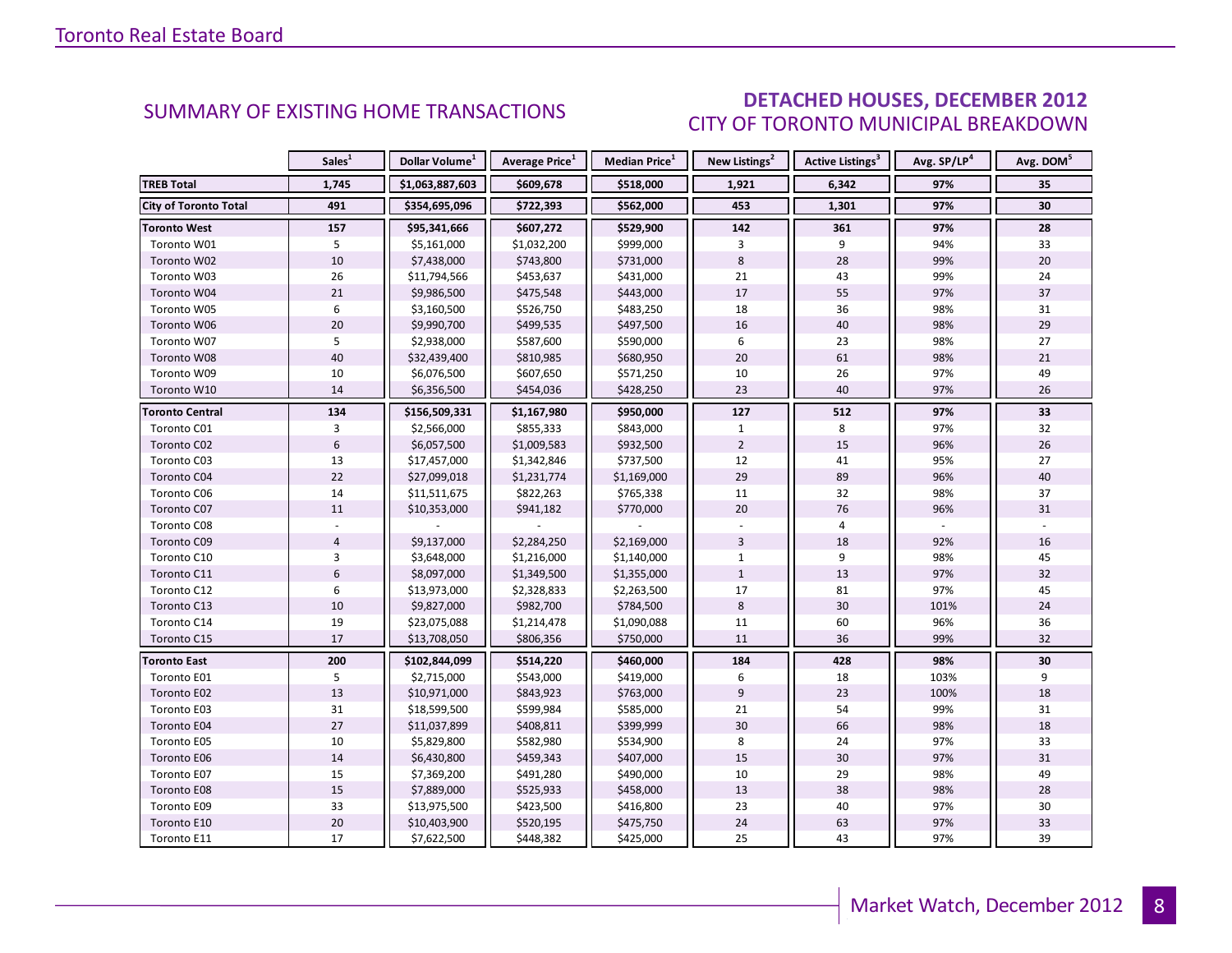## SUMMARY OF EXISTING HOME TRANSACTIONS

## DETACHED HOUSES, DECEMBER 2012
### CITY OF TORONTO MUNICIPAL BREAKDOWN

| | Sales[1] | Dollar Volume[1] | Average Price[1] | Median Price[1] | New Listings[2] | Active Listings[3] | Avg. SP/LP[4] | Avg. DOM[5] |
|---|---|---|---|---|---|---|---|---|
| **TREB Total** | **1,745** | **$1,063,887,603** | **$609,678** | **$518,000** | **1,921** | **6,342** | **97%** | **35** |
| **City of Toronto Total** | **491** | **$354,695,096** | **$722,393** | **$562,000** | **453** | **1,301** | **97%** | **30** |
| **Toronto West** | **157** | **$95,341,666** | **$607,272** | **$529,900** | **142** | **361** | **97%** | **28** |
| Toronto W01 | 5 | $5,161,000 | $1,032,200 | $999,000 | 3 | 9 | 94% | 33 |
| Toronto W02 | 10 | $7,438,000 | $743,800 | $731,000 | 8 | 28 | 99% | 20 |
| Toronto W03 | 26 | $11,794,566 | $453,637 | $431,000 | 21 | 43 | 99% | 24 |
| Toronto W04 | 21 | $9,986,500 | $475,548 | $443,000 | 17 | 55 | 97% | 37 |
| Toronto W05 | 6 | $3,160,500 | $526,750 | $483,250 | 18 | 36 | 98% | 31 |
| Toronto W06 | 20 | $9,990,700 | $499,535 | $497,500 | 16 | 40 | 98% | 29 |
| Toronto W07 | 5 | $2,938,000 | $587,600 | $590,000 | 6 | 23 | 98% | 27 |
| Toronto W08 | 40 | $32,439,400 | $810,985 | $680,950 | 20 | 61 | 98% | 21 |
| Toronto W09 | 10 | $6,076,500 | $607,650 | $571,250 | 10 | 26 | 97% | 49 |
| Toronto W10 | 14 | $6,356,500 | $454,036 | $428,250 | 23 | 40 | 97% | 26 |
| **Toronto Central** | **134** | **$156,509,331** | **$1,167,980** | **$950,000** | **127** | **512** | **97%** | **33** |
| Toronto C01 | 3 | $2,566,000 | $855,333 | $843,000 | 1 | 8 | 97% | 32 |
| Toronto C02 | 6 | $6,057,500 | $1,009,583 | $932,500 | 2 | 15 | 96% | 26 |
| Toronto C03 | 13 | $17,457,000 | $1,342,846 | $737,500 | 12 | 41 | 95% | 27 |
| Toronto C04 | 22 | $27,099,018 | $1,231,774 | $1,169,000 | 29 | 89 | 96% | 40 |
| Toronto C06 | 14 | $11,511,675 | $822,263 | $765,338 | 11 | 32 | 98% | 37 |
| Toronto C07 | 11 | $10,353,000 | $941,182 | $770,000 | 20 | 76 | 96% | 31 |
| Toronto C08 | - | - | - | - | - | 4 | - | - |
| Toronto C09 | 4 | $9,137,000 | $2,284,250 | $2,169,000 | 3 | 18 | 92% | 16 |
| Toronto C10 | 3 | $3,648,000 | $1,216,000 | $1,140,000 | 1 | 9 | 98% | 45 |
| Toronto C11 | 6 | $8,097,000 | $1,349,500 | $1,355,000 | 1 | 13 | 97% | 32 |
| Toronto C12 | 6 | $13,973,000 | $2,328,833 | $2,263,500 | 17 | 81 | 97% | 45 |
| Toronto C13 | 10 | $9,827,000 | $982,700 | $784,500 | 8 | 30 | 101% | 24 |
| Toronto C14 | 19 | $23,075,088 | $1,214,478 | $1,090,088 | 11 | 60 | 96% | 36 |
| Toronto C15 | 17 | $13,708,050 | $806,356 | $750,000 | 11 | 36 | 99% | 32 |
| **Toronto East** | **200** | **$102,844,099** | **$514,220** | **$460,000** | **184** | **428** | **98%** | **30** |
| Toronto E01 | 5 | $2,715,000 | $543,000 | $419,000 | 6 | 18 | 103% | 9 |
| Toronto E02 | 13 | $10,971,000 | $843,923 | $763,000 | 9 | 23 | 100% | 18 |
| Toronto E03 | 31 | $18,599,500 | $599,984 | $585,000 | 21 | 54 | 99% | 31 |
| Toronto E04 | 27 | $11,037,899 | $408,811 | $399,999 | 30 | 66 | 98% | 18 |
| Toronto E05 | 10 | $5,829,800 | $582,980 | $534,900 | 8 | 24 | 97% | 33 |
| Toronto E06 | 14 | $6,430,800 | $459,343 | $407,000 | 15 | 30 | 97% | 31 |
| Toronto E07 | 15 | $7,369,200 | $491,280 | $490,000 | 10 | 29 | 98% | 49 |
| Toronto E08 | 15 | $7,889,000 | $525,933 | $458,000 | 13 | 38 | 98% | 28 |
| Toronto E09 | 33 | $13,975,500 | $423,500 | $416,800 | 23 | 40 | 97% | 30 |
| Toronto E10 | 20 | $10,403,900 | $520,195 | $475,750 | 24 | 63 | 97% | 33 |
| Toronto E11 | 17 | $7,622,500 | $448,382 | $425,000 | 25 | 43 | 97% | 39 |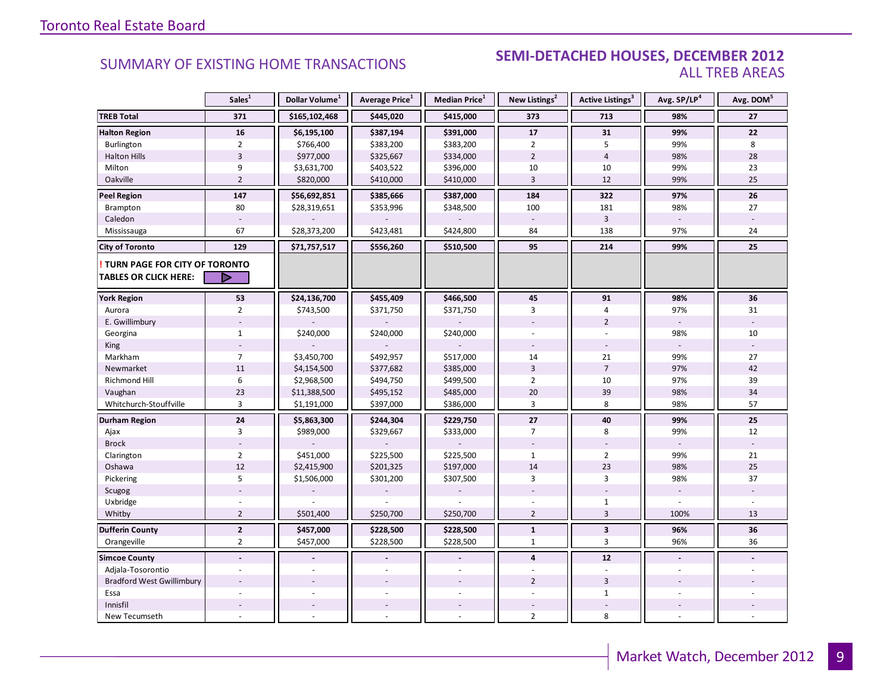Toronto Real Estate Board

## SUMMARY OF EXISTING HOME TRANSACTIONS

## SEMI-DETACHED HOUSES, DECEMBER 2012
### ALL TREB AREAS

| | Sales[1] | Dollar Volume[1] | Average Price[1] | Median Price[1] | New Listings[2] | Active Listings[3] | Avg. SP/LP[4] | Avg. DOM[5] |
|---|---|---|---|---|---|---|---|---|
| **TREB Total** | **371** | **$165,102,468** | **$445,020** | **$415,000** | **373** | **713** | **98%** | **27** |
| **Halton Region** | **16** | **$6,195,100** | **$387,194** | **$391,000** | **17** | **31** | **99%** | **22** |
| Burlington | 2 | $766,400 | $383,200 | $383,200 | 2 | 5 | 99% | 8 |
| Halton Hills | 3 | $977,000 | $325,667 | $334,000 | 2 | 4 | 98% | 28 |
| Milton | 9 | $3,631,700 | $403,522 | $396,000 | 10 | 10 | 99% | 23 |
| Oakville | 2 | $820,000 | $410,000 | $410,000 | 3 | 12 | 99% | 25 |
| **Peel Region** | **147** | **$56,692,851** | **$385,666** | **$387,000** | **184** | **322** | **97%** | **26** |
| Brampton | 80 | $28,319,651 | $353,996 | $348,500 | 100 | 181 | 98% | 27 |
| Caledon | - | - | - | - | - | 3 | - | - |
| Mississauga | 67 | $28,373,200 | $423,481 | $424,800 | 84 | 138 | 97% | 24 |
| **City of Toronto** | **129** | **$71,757,517** | **$556,260** | **$510,500** | **95** | **214** | **99%** | **25** |
| **! TURN PAGE FOR CITY OF TORONTO TABLES OR CLICK HERE:** | | | | | | | | |
| **York Region** | **53** | **$24,136,700** | **$455,409** | **$466,500** | **45** | **91** | **98%** | **36** |
| Aurora | 2 | $743,500 | $371,750 | $371,750 | 3 | 4 | 97% | 31 |
| E. Gwillimbury | - | - | - | - | - | 2 | - | - |
| Georgina | 1 | $240,000 | $240,000 | $240,000 | - | - | 98% | 10 |
| King | - | - | - | - | - | - | - | - |
| Markham | 7 | $3,450,700 | $492,957 | $517,000 | 14 | 21 | 99% | 27 |
| Newmarket | 11 | $4,154,500 | $377,682 | $385,000 | 3 | 7 | 97% | 42 |
| Richmond Hill | 6 | $2,968,500 | $494,750 | $499,500 | 2 | 10 | 97% | 39 |
| Vaughan | 23 | $11,388,500 | $495,152 | $485,000 | 20 | 39 | 98% | 34 |
| Whitchurch-Stouffville | 3 | $1,191,000 | $397,000 | $386,000 | 3 | 8 | 98% | 57 |
| **Durham Region** | **24** | **$5,863,300** | **$244,304** | **$229,750** | **27** | **40** | **99%** | **25** |
| Ajax | 3 | $989,000 | $329,667 | $333,000 | 7 | 8 | 99% | 12 |
| Brock | - | - | - | - | - | - | - | - |
| Clarington | 2 | $451,000 | $225,500 | $225,500 | 1 | 2 | 99% | 21 |
| Oshawa | 12 | $2,415,900 | $201,325 | $197,000 | 14 | 23 | 98% | 25 |
| Pickering | 5 | $1,506,000 | $301,200 | $307,500 | 3 | 3 | 98% | 37 |
| Scugog | - | - | - | - | - | - | - | - |
| Uxbridge | - | - | - | - | - | 1 | - | - |
| Whitby | 2 | $501,400 | $250,700 | $250,700 | 2 | 3 | 100% | 13 |
| **Dufferin County** | **2** | **$457,000** | **$228,500** | **$228,500** | **1** | **3** | **96%** | **36** |
| Orangeville | 2 | $457,000 | $228,500 | $228,500 | 1 | 3 | 96% | 36 |
| **Simcoe County** | **-** | **-** | **-** | **-** | **4** | **12** | **-** | **-** |
| Adjala-Tosorontio | - | - | - | - | - | - | - | - |
| Bradford West Gwillimbury | - | - | - | - | 2 | 3 | - | - |
| Essa | - | - | - | - | - | 1 | - | - |
| Innisfil | - | - | - | - | - | - | - | - |
| New Tecumseth | - | - | - | - | 2 | 8 | - | - |

Market Watch, December 2012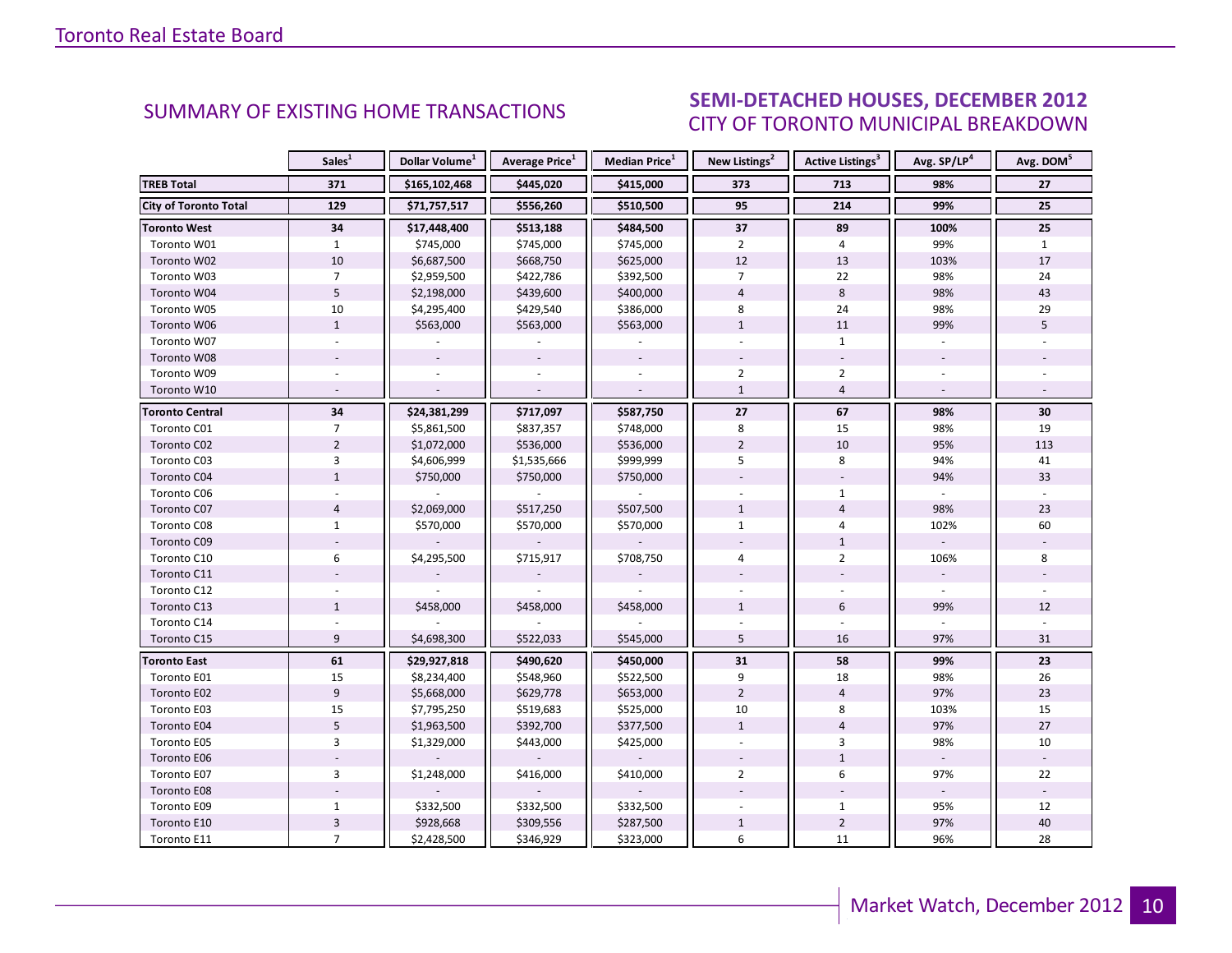## SUMMARY OF EXISTING HOME TRANSACTIONS

## SEMI-DETACHED HOUSES, DECEMBER 2012
### CITY OF TORONTO MUNICIPAL BREAKDOWN

| | Sales[1] | Dollar Volume[1] | Average Price[1] | Median Price[1] | New Listings[2] | Active Listings[3] | Avg. SP/LP[4] | Avg. DOM[5] |
|---|---|---|---|---|---|---|---|---|
| **TREB Total** | **371** | **$165,102,468** | **$445,020** | **$415,000** | **373** | **713** | **98%** | **27** |
| **City of Toronto Total** | **129** | **$71,757,517** | **$556,260** | **$510,500** | **95** | **214** | **99%** | **25** |
| **Toronto West** | **34** | **$17,448,400** | **$513,188** | **$484,500** | **37** | **89** | **100%** | **25** |
| Toronto W01 | 1 | $745,000 | $745,000 | $745,000 | 2 | 4 | 99% | 1 |
| Toronto W02 | 10 | $6,687,500 | $668,750 | $625,000 | 12 | 13 | 103% | 17 |
| Toronto W03 | 7 | $2,959,500 | $422,786 | $392,500 | 7 | 22 | 98% | 24 |
| Toronto W04 | 5 | $2,198,000 | $439,600 | $400,000 | 4 | 8 | 98% | 43 |
| Toronto W05 | 10 | $4,295,400 | $429,540 | $386,000 | 8 | 24 | 98% | 29 |
| Toronto W06 | 1 | $563,000 | $563,000 | $563,000 | 1 | 11 | 99% | 5 |
| Toronto W07 | - | - | - | - | - | 1 | - | - |
| Toronto W08 | - | - | - | - | - | - | - | - |
| Toronto W09 | - | - | - | - | 2 | 2 | - | - |
| Toronto W10 | - | - | - | - | 1 | 4 | - | - |
| **Toronto Central** | **34** | **$24,381,299** | **$717,097** | **$587,750** | **27** | **67** | **98%** | **30** |
| Toronto C01 | 7 | $5,861,500 | $837,357 | $748,000 | 8 | 15 | 98% | 19 |
| Toronto C02 | 2 | $1,072,000 | $536,000 | $536,000 | 2 | 10 | 95% | 113 |
| Toronto C03 | 3 | $4,606,999 | $1,535,666 | $999,999 | 5 | 8 | 94% | 41 |
| Toronto C04 | 1 | $750,000 | $750,000 | $750,000 | - | - | 94% | 33 |
| Toronto C06 | - | - | - | - | - | 1 | - | - |
| Toronto C07 | 4 | $2,069,000 | $517,250 | $507,500 | 1 | 4 | 98% | 23 |
| Toronto C08 | 1 | $570,000 | $570,000 | $570,000 | 1 | 4 | 102% | 60 |
| Toronto C09 | - | - | - | - | - | 1 | - | - |
| Toronto C10 | 6 | $4,295,500 | $715,917 | $708,750 | 4 | 2 | 106% | 8 |
| Toronto C11 | - | - | - | - | - | - | - | - |
| Toronto C12 | - | - | - | - | - | - | - | - |
| Toronto C13 | 1 | $458,000 | $458,000 | $458,000 | 1 | 6 | 99% | 12 |
| Toronto C14 | - | - | - | - | - | - | - | - |
| Toronto C15 | 9 | $4,698,300 | $522,033 | $545,000 | 5 | 16 | 97% | 31 |
| **Toronto East** | **61** | **$29,927,818** | **$490,620** | **$450,000** | **31** | **58** | **99%** | **23** |
| Toronto E01 | 15 | $8,234,400 | $548,960 | $522,500 | 9 | 18 | 98% | 26 |
| Toronto E02 | 9 | $5,668,000 | $629,778 | $653,000 | 2 | 4 | 97% | 23 |
| Toronto E03 | 15 | $7,795,250 | $519,683 | $525,000 | 10 | 8 | 103% | 15 |
| Toronto E04 | 5 | $1,963,500 | $392,700 | $377,500 | 1 | 4 | 97% | 27 |
| Toronto E05 | 3 | $1,329,000 | $443,000 | $425,000 | - | 3 | 98% | 10 |
| Toronto E06 | - | - | - | - | - | 1 | - | - |
| Toronto E07 | 3 | $1,248,000 | $416,000 | $410,000 | 2 | 6 | 97% | 22 |
| Toronto E08 | - | - | - | - | - | - | - | - |
| Toronto E09 | 1 | $332,500 | $332,500 | $332,500 | - | 1 | 95% | 12 |
| Toronto E10 | 3 | $928,668 | $309,556 | $287,500 | 1 | 2 | 97% | 40 |
| Toronto E11 | 7 | $2,428,500 | $346,929 | $323,000 | 6 | 11 | 96% | 28 |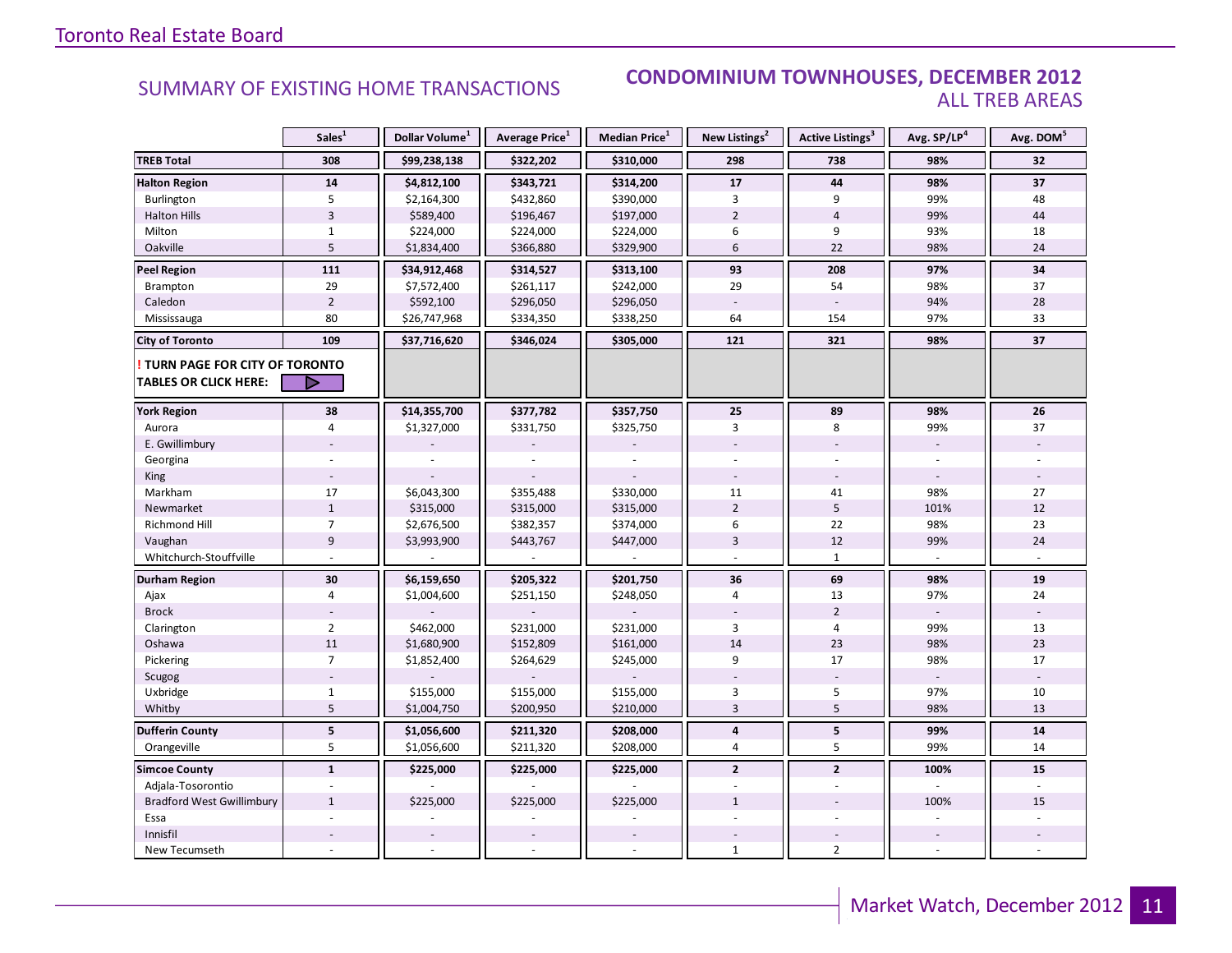Toronto Real Estate Board

## SUMMARY OF EXISTING HOME TRANSACTIONS

## CONDOMINIUM TOWNHOUSES, DECEMBER 2012
### ALL TREB AREAS

| | Sales[1] | Dollar Volume[1] | Average Price[1] | Median Price[1] | New Listings[2] | Active Listings[3] | Avg. SP/LP[4] | Avg. DOM[5] |
|---|---|---|---|---|---|---|---|---|
| **TREB Total** | **308** | **$99,238,138** | **$322,202** | **$310,000** | **298** | **738** | **98%** | **32** |
| **Halton Region** | **14** | **$4,812,100** | **$343,721** | **$314,200** | **17** | **44** | **98%** | **37** |
| Burlington | 5 | $2,164,300 | $432,860 | $390,000 | 3 | 9 | 99% | 48 |
| Halton Hills | 3 | $589,400 | $196,467 | $197,000 | 2 | 4 | 99% | 44 |
| Milton | 1 | $224,000 | $224,000 | $224,000 | 6 | 9 | 93% | 18 |
| Oakville | 5 | $1,834,400 | $366,880 | $329,900 | 6 | 22 | 98% | 24 |
| **Peel Region** | **111** | **$34,912,468** | **$314,527** | **$313,100** | **93** | **208** | **97%** | **34** |
| Brampton | 29 | $7,572,400 | $261,117 | $242,000 | 29 | 54 | 98% | 37 |
| Caledon | 2 | $592,100 | $296,050 | $296,050 | - | - | 94% | 28 |
| Mississauga | 80 | $26,747,968 | $334,350 | $338,250 | 64 | 154 | 97% | 33 |
| **City of Toronto** | **109** | **$37,716,620** | **$346,024** | **$305,000** | **121** | **321** | **98%** | **37** |
| **! TURN PAGE FOR CITY OF TORONTO TABLES OR CLICK HERE:** | | | | | | | | |
| **York Region** | **38** | **$14,355,700** | **$377,782** | **$357,750** | **25** | **89** | **98%** | **26** |
| Aurora | 4 | $1,327,000 | $331,750 | $325,750 | 3 | 8 | 99% | 37 |
| E. Gwillimbury | - | - | - | - | - | - | - | - |
| Georgina | - | - | - | - | - | - | - | - |
| King | - | - | - | - | - | - | - | - |
| Markham | 17 | $6,043,300 | $355,488 | $330,000 | 11 | 41 | 98% | 27 |
| Newmarket | 1 | $315,000 | $315,000 | $315,000 | 2 | 5 | 101% | 12 |
| Richmond Hill | 7 | $2,676,500 | $382,357 | $374,000 | 6 | 22 | 98% | 23 |
| Vaughan | 9 | $3,993,900 | $443,767 | $447,000 | 3 | 12 | 99% | 24 |
| Whitchurch-Stouffville | - | - | - | - | - | 1 | - | - |
| **Durham Region** | **30** | **$6,159,650** | **$205,322** | **$201,750** | **36** | **69** | **98%** | **19** |
| Ajax | 4 | $1,004,600 | $251,150 | $248,050 | 4 | 13 | 97% | 24 |
| Brock | - | - | - | - | - | 2 | - | - |
| Clarington | 2 | $462,000 | $231,000 | $231,000 | 3 | 4 | 99% | 13 |
| Oshawa | 11 | $1,680,900 | $152,809 | $161,000 | 14 | 23 | 98% | 23 |
| Pickering | 7 | $1,852,400 | $264,629 | $245,000 | 9 | 17 | 98% | 17 |
| Scugog | - | - | - | - | - | - | - | - |
| Uxbridge | 1 | $155,000 | $155,000 | $155,000 | 3 | 5 | 97% | 10 |
| Whitby | 5 | $1,004,750 | $200,950 | $210,000 | 3 | 5 | 98% | 13 |
| **Dufferin County** | **5** | **$1,056,600** | **$211,320** | **$208,000** | **4** | **5** | **99%** | **14** |
| Orangeville | 5 | $1,056,600 | $211,320 | $208,000 | 4 | 5 | 99% | 14 |
| **Simcoe County** | **1** | **$225,000** | **$225,000** | **$225,000** | **2** | **2** | **100%** | **15** |
| Adjala-Tosorontio | - | - | - | - | - | - | - | - |
| Bradford West Gwillimbury | 1 | $225,000 | $225,000 | $225,000 | 1 | - | 100% | 15 |
| Essa | - | - | - | - | - | - | - | - |
| Innisfil | - | - | - | - | - | - | - | - |
| New Tecumseth | - | - | - | - | 1 | 2 | - | - |

Market Watch, December 2012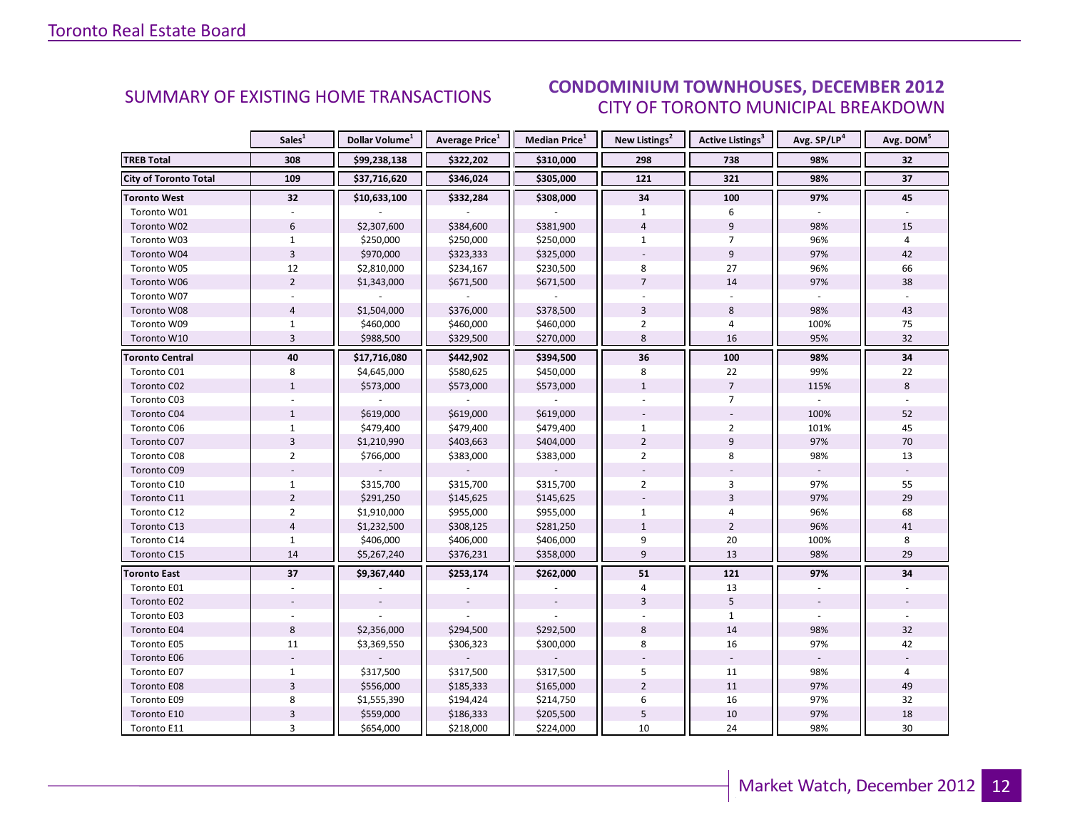SUMMARY OF EXISTING HOME TRANSACTIONS

## CONDOMINIUM TOWNHOUSES, DECEMBER 2012
CITY OF TORONTO MUNICIPAL BREAKDOWN

| | Sales[1] | Dollar Volume[1] | Average Price[1] | Median Price[1] | New Listings[2] | Active Listings[3] | Avg. SP/LP[4] | Avg. DOM[5] |
|---|---|---|---|---|---|---|---|---|
| **TREB Total** | **308** | **$99,238,138** | **$322,202** | **$310,000** | **298** | **738** | **98%** | **32** |
| **City of Toronto Total** | **109** | **$37,716,620** | **$346,024** | **$305,000** | **121** | **321** | **98%** | **37** |
| **Toronto West** | **32** | **$10,633,100** | **$332,284** | **$308,000** | **34** | **100** | **97%** | **45** |
| Toronto W01 | - | - | - | - | 1 | 6 | - | - |
| Toronto W02 | 6 | $2,307,600 | $384,600 | $381,900 | 4 | 9 | 98% | 15 |
| Toronto W03 | 1 | $250,000 | $250,000 | $250,000 | 1 | 7 | 96% | 4 |
| Toronto W04 | 3 | $970,000 | $323,333 | $325,000 | - | 9 | 97% | 42 |
| Toronto W05 | 12 | $2,810,000 | $234,167 | $230,500 | 8 | 27 | 96% | 66 |
| Toronto W06 | 2 | $1,343,000 | $671,500 | $671,500 | 7 | 14 | 97% | 38 |
| Toronto W07 | - | - | - | - | - | - | - | - |
| Toronto W08 | 4 | $1,504,000 | $376,000 | $378,500 | 3 | 8 | 98% | 43 |
| Toronto W09 | 1 | $460,000 | $460,000 | $460,000 | 2 | 4 | 100% | 75 |
| Toronto W10 | 3 | $988,500 | $329,500 | $270,000 | 8 | 16 | 95% | 32 |
| **Toronto Central** | **40** | **$17,716,080** | **$442,902** | **$394,500** | **36** | **100** | **98%** | **34** |
| Toronto C01 | 8 | $4,645,000 | $580,625 | $450,000 | 8 | 22 | 99% | 22 |
| Toronto C02 | 1 | $573,000 | $573,000 | $573,000 | 1 | 7 | 115% | 8 |
| Toronto C03 | - | - | - | - | - | 7 | - | - |
| Toronto C04 | 1 | $619,000 | $619,000 | $619,000 | - | - | 100% | 52 |
| Toronto C06 | 1 | $479,400 | $479,400 | $479,400 | 1 | 2 | 101% | 45 |
| Toronto C07 | 3 | $1,210,990 | $403,663 | $404,000 | 2 | 9 | 97% | 70 |
| Toronto C08 | 2 | $766,000 | $383,000 | $383,000 | 2 | 8 | 98% | 13 |
| Toronto C09 | - | - | - | - | - | - | - | - |
| Toronto C10 | 1 | $315,700 | $315,700 | $315,700 | 2 | 3 | 97% | 55 |
| Toronto C11 | 2 | $291,250 | $145,625 | $145,625 | - | 3 | 97% | 29 |
| Toronto C12 | 2 | $1,910,000 | $955,000 | $955,000 | 1 | 4 | 96% | 68 |
| Toronto C13 | 4 | $1,232,500 | $308,125 | $281,250 | 1 | 2 | 96% | 41 |
| Toronto C14 | 1 | $406,000 | $406,000 | $406,000 | 9 | 20 | 100% | 8 |
| Toronto C15 | 14 | $5,267,240 | $376,231 | $358,000 | 9 | 13 | 98% | 29 |
| **Toronto East** | **37** | **$9,367,440** | **$253,174** | **$262,000** | **51** | **121** | **97%** | **34** |
| Toronto E01 | - | - | - | - | 4 | 13 | - | - |
| Toronto E02 | - | - | - | - | 3 | 5 | - | - |
| Toronto E03 | - | - | - | - | - | 1 | - | - |
| Toronto E04 | 8 | $2,356,000 | $294,500 | $292,500 | 8 | 14 | 98% | 32 |
| Toronto E05 | 11 | $3,369,550 | $306,323 | $300,000 | 8 | 16 | 97% | 42 |
| Toronto E06 | - | - | - | - | - | - | - | - |
| Toronto E07 | 1 | $317,500 | $317,500 | $317,500 | 5 | 11 | 98% | 4 |
| Toronto E08 | 3 | $556,000 | $185,333 | $165,000 | 2 | 11 | 97% | 49 |
| Toronto E09 | 8 | $1,555,390 | $194,424 | $214,750 | 6 | 16 | 97% | 32 |
| Toronto E10 | 3 | $559,000 | $186,333 | $205,500 | 5 | 10 | 97% | 18 |
| Toronto E11 | 3 | $654,000 | $218,000 | $224,000 | 10 | 24 | 98% | 30 |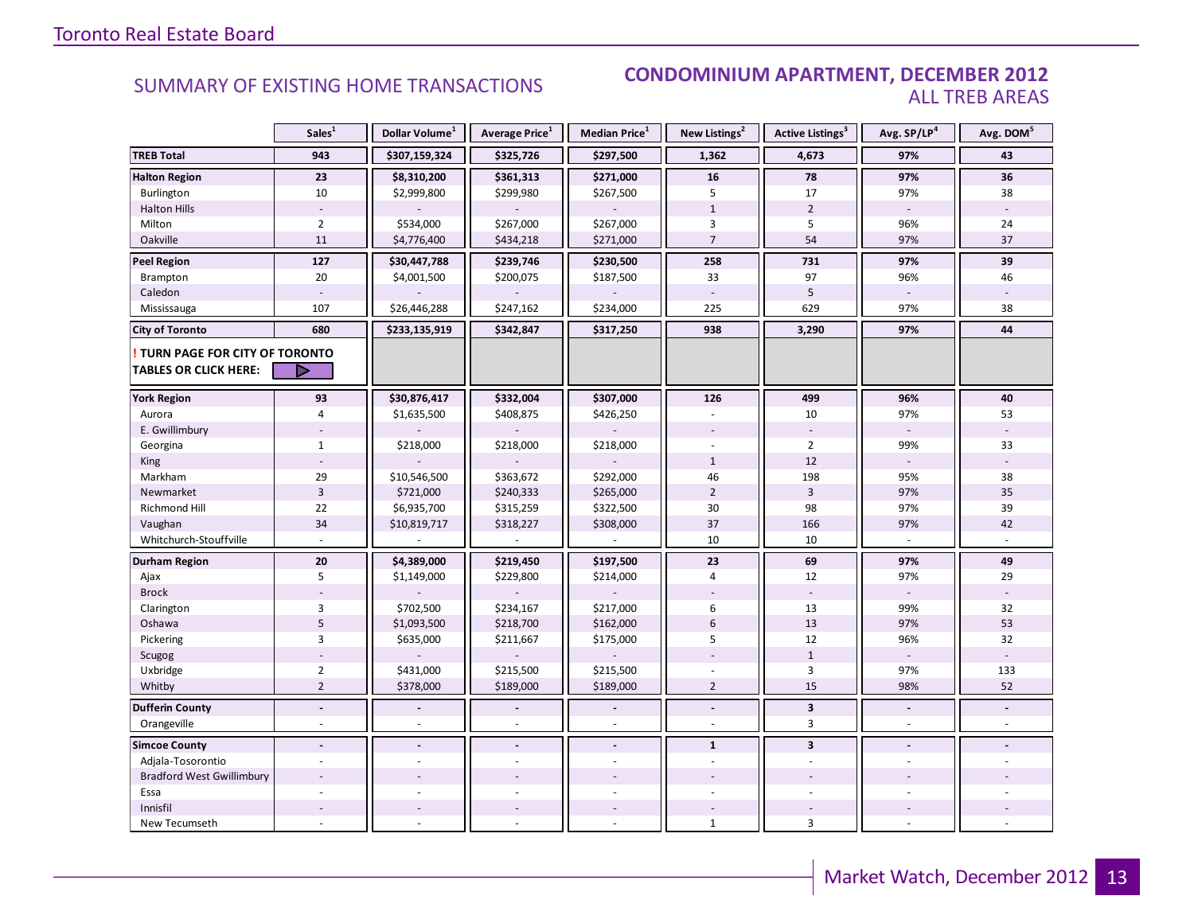# SUMMARY OF EXISTING HOME TRANSACTIONS

## CONDOMINIUM APARTMENT, DECEMBER 2012
### ALL TREB AREAS

| | Sales[1] | Dollar Volume[1] | Average Price[1] | Median Price[1] | New Listings[2] | Active Listings[3] | Avg. SP/LP[4] | Avg. DOM[5] |
|---|---|---|---|---|---|---|---|---|
| **TREB Total** | **943** | **$307,159,324** | **$325,726** | **$297,500** | **1,362** | **4,673** | **97%** | **43** |
| **Halton Region** | **23** | **$8,310,200** | **$361,313** | **$271,000** | **16** | **78** | **97%** | **36** |
| Burlington | 10 | $2,999,800 | $299,980 | $267,500 | 5 | 17 | 97% | 38 |
| Halton Hills | - | - | - | - | 1 | 2 | - | - |
| Milton | 2 | $534,000 | $267,000 | $267,000 | 3 | 5 | 96% | 24 |
| Oakville | 11 | $4,776,400 | $434,218 | $271,000 | 7 | 54 | 97% | 37 |
| **Peel Region** | **127** | **$30,447,788** | **$239,746** | **$230,500** | **258** | **731** | **97%** | **39** |
| Brampton | 20 | $4,001,500 | $200,075 | $187,500 | 33 | 97 | 96% | 46 |
| Caledon | - | - | - | - | - | 5 | - | - |
| Mississauga | 107 | $26,446,288 | $247,162 | $234,000 | 225 | 629 | 97% | 38 |
| **City of Toronto** | **680** | **$233,135,919** | **$342,847** | **$317,250** | **938** | **3,290** | **97%** | **44** |
| **! TURN PAGE FOR CITY OF TORONTO TABLES OR CLICK HERE:** | | | | | | | | |
| **York Region** | **93** | **$30,876,417** | **$332,004** | **$307,000** | **126** | **499** | **96%** | **40** |
| Aurora | 4 | $1,635,500 | $408,875 | $426,250 | - | 10 | 97% | 53 |
| E. Gwillimbury | - | - | - | - | - | - | - | - |
| Georgina | 1 | $218,000 | $218,000 | $218,000 | - | 2 | 99% | 33 |
| King | - | - | - | - | 1 | 12 | - | - |
| Markham | 29 | $10,546,500 | $363,672 | $292,000 | 46 | 198 | 95% | 38 |
| Newmarket | 3 | $721,000 | $240,333 | $265,000 | 2 | 3 | 97% | 35 |
| Richmond Hill | 22 | $6,935,700 | $315,259 | $322,500 | 30 | 98 | 97% | 39 |
| Vaughan | 34 | $10,819,717 | $318,227 | $308,000 | 37 | 166 | 97% | 42 |
| Whitchurch-Stouffville | - | - | - | - | 10 | 10 | - | - |
| **Durham Region** | **20** | **$4,389,000** | **$219,450** | **$197,500** | **23** | **69** | **97%** | **49** |
| Ajax | 5 | $1,149,000 | $229,800 | $214,000 | 4 | 12 | 97% | 29 |
| Brock | - | - | - | - | - | - | - | - |
| Clarington | 3 | $702,500 | $234,167 | $217,000 | 6 | 13 | 99% | 32 |
| Oshawa | 5 | $1,093,500 | $218,700 | $162,000 | 6 | 13 | 97% | 53 |
| Pickering | 3 | $635,000 | $211,667 | $175,000 | 5 | 12 | 96% | 32 |
| Scugog | - | - | - | - | - | 1 | - | - |
| Uxbridge | 2 | $431,000 | $215,500 | $215,500 | - | 3 | 97% | 133 |
| Whitby | 2 | $378,000 | $189,000 | $189,000 | 2 | 15 | 98% | 52 |
| **Dufferin County** | **-** | **-** | **-** | **-** | **-** | **3** | **-** | **-** |
| Orangeville | - | - | - | - | - | 3 | - | - |
| **Simcoe County** | **-** | **-** | **-** | **-** | **1** | **3** | **-** | **-** |
| Adjala-Tosorontio | - | - | - | - | - | - | - | - |
| Bradford West Gwillimbury | - | - | - | - | - | - | - | - |
| Essa | - | - | - | - | - | - | - | - |
| Innisfil | - | - | - | - | - | - | - | - |
| New Tecumseth | - | - | - | - | 1 | 3 | - | - |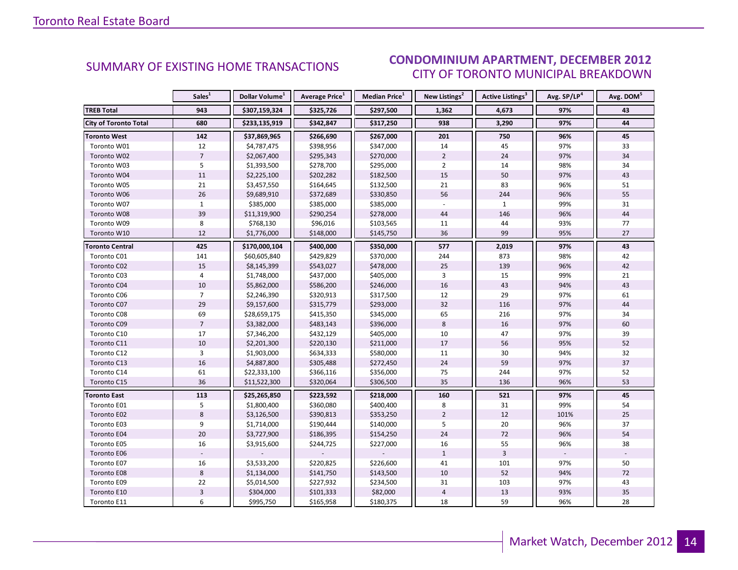## SUMMARY OF EXISTING HOME TRANSACTIONS

## CONDOMINIUM APARTMENT, DECEMBER 2012
### CITY OF TORONTO MUNICIPAL BREAKDOWN

| | Sales[1] | Dollar Volume[1] | Average Price[1] | Median Price[1] | New Listings[2] | Active Listings[3] | Avg. SP/LP[4] | Avg. DOM[5] |
|---|---|---|---|---|---|---|---|---|
| **TREB Total** | **943** | **$307,159,324** | **$325,726** | **$297,500** | **1,362** | **4,673** | **97%** | **43** |
| **City of Toronto Total** | **680** | **$233,135,919** | **$342,847** | **$317,250** | **938** | **3,290** | **97%** | **44** |
| **Toronto West** | **142** | **$37,869,965** | **$266,690** | **$267,000** | **201** | **750** | **96%** | **45** |
| Toronto W01 | 12 | $4,787,475 | $398,956 | $347,000 | 14 | 45 | 97% | 33 |
| Toronto W02 | 7 | $2,067,400 | $295,343 | $270,000 | 2 | 24 | 97% | 34 |
| Toronto W03 | 5 | $1,393,500 | $278,700 | $295,000 | 2 | 14 | 98% | 34 |
| Toronto W04 | 11 | $2,225,100 | $202,282 | $182,500 | 15 | 50 | 97% | 43 |
| Toronto W05 | 21 | $3,457,550 | $164,645 | $132,500 | 21 | 83 | 96% | 51 |
| Toronto W06 | 26 | $9,689,910 | $372,689 | $330,850 | 56 | 244 | 96% | 55 |
| Toronto W07 | 1 | $385,000 | $385,000 | $385,000 | - | 1 | 99% | 31 |
| Toronto W08 | 39 | $11,319,900 | $290,254 | $278,000 | 44 | 146 | 96% | 44 |
| Toronto W09 | 8 | $768,130 | $96,016 | $103,565 | 11 | 44 | 93% | 77 |
| Toronto W10 | 12 | $1,776,000 | $148,000 | $145,750 | 36 | 99 | 95% | 27 |
| **Toronto Central** | **425** | **$170,000,104** | **$400,000** | **$350,000** | **577** | **2,019** | **97%** | **43** |
| Toronto C01 | 141 | $60,605,840 | $429,829 | $370,000 | 244 | 873 | 98% | 42 |
| Toronto C02 | 15 | $8,145,399 | $543,027 | $478,000 | 25 | 139 | 96% | 42 |
| Toronto C03 | 4 | $1,748,000 | $437,000 | $405,000 | 3 | 15 | 99% | 21 |
| Toronto C04 | 10 | $5,862,000 | $586,200 | $246,000 | 16 | 43 | 94% | 43 |
| Toronto C06 | 7 | $2,246,390 | $320,913 | $317,500 | 12 | 29 | 97% | 61 |
| Toronto C07 | 29 | $9,157,600 | $315,779 | $293,000 | 32 | 116 | 97% | 44 |
| Toronto C08 | 69 | $28,659,175 | $415,350 | $345,000 | 65 | 216 | 97% | 34 |
| Toronto C09 | 7 | $3,382,000 | $483,143 | $396,000 | 8 | 16 | 97% | 60 |
| Toronto C10 | 17 | $7,346,200 | $432,129 | $405,000 | 10 | 47 | 97% | 39 |
| Toronto C11 | 10 | $2,201,300 | $220,130 | $211,000 | 17 | 56 | 95% | 52 |
| Toronto C12 | 3 | $1,903,000 | $634,333 | $580,000 | 11 | 30 | 94% | 32 |
| Toronto C13 | 16 | $4,887,800 | $305,488 | $272,450 | 24 | 59 | 97% | 37 |
| Toronto C14 | 61 | $22,333,100 | $366,116 | $356,000 | 75 | 244 | 97% | 52 |
| Toronto C15 | 36 | $11,522,300 | $320,064 | $306,500 | 35 | 136 | 96% | 53 |
| **Toronto East** | **113** | **$25,265,850** | **$223,592** | **$218,000** | **160** | **521** | **97%** | **45** |
| Toronto E01 | 5 | $1,800,400 | $360,080 | $400,400 | 8 | 31 | 99% | 54 |
| Toronto E02 | 8 | $3,126,500 | $390,813 | $353,250 | 2 | 12 | 101% | 25 |
| Toronto E03 | 9 | $1,714,000 | $190,444 | $140,000 | 5 | 20 | 96% | 37 |
| Toronto E04 | 20 | $3,727,900 | $186,395 | $154,250 | 24 | 72 | 96% | 54 |
| Toronto E05 | 16 | $3,915,600 | $244,725 | $227,000 | 16 | 55 | 96% | 38 |
| Toronto E06 | - | - | - | - | 1 | 3 | - | - |
| Toronto E07 | 16 | $3,533,200 | $220,825 | $226,600 | 41 | 101 | 97% | 50 |
| Toronto E08 | 8 | $1,134,000 | $141,750 | $143,500 | 10 | 52 | 94% | 72 |
| Toronto E09 | 22 | $5,014,500 | $227,932 | $234,500 | 31 | 103 | 97% | 43 |
| Toronto E10 | 3 | $304,000 | $101,333 | $82,000 | 4 | 13 | 93% | 35 |
| Toronto E11 | 6 | $995,750 | $165,958 | $180,375 | 18 | 59 | 96% | 28 |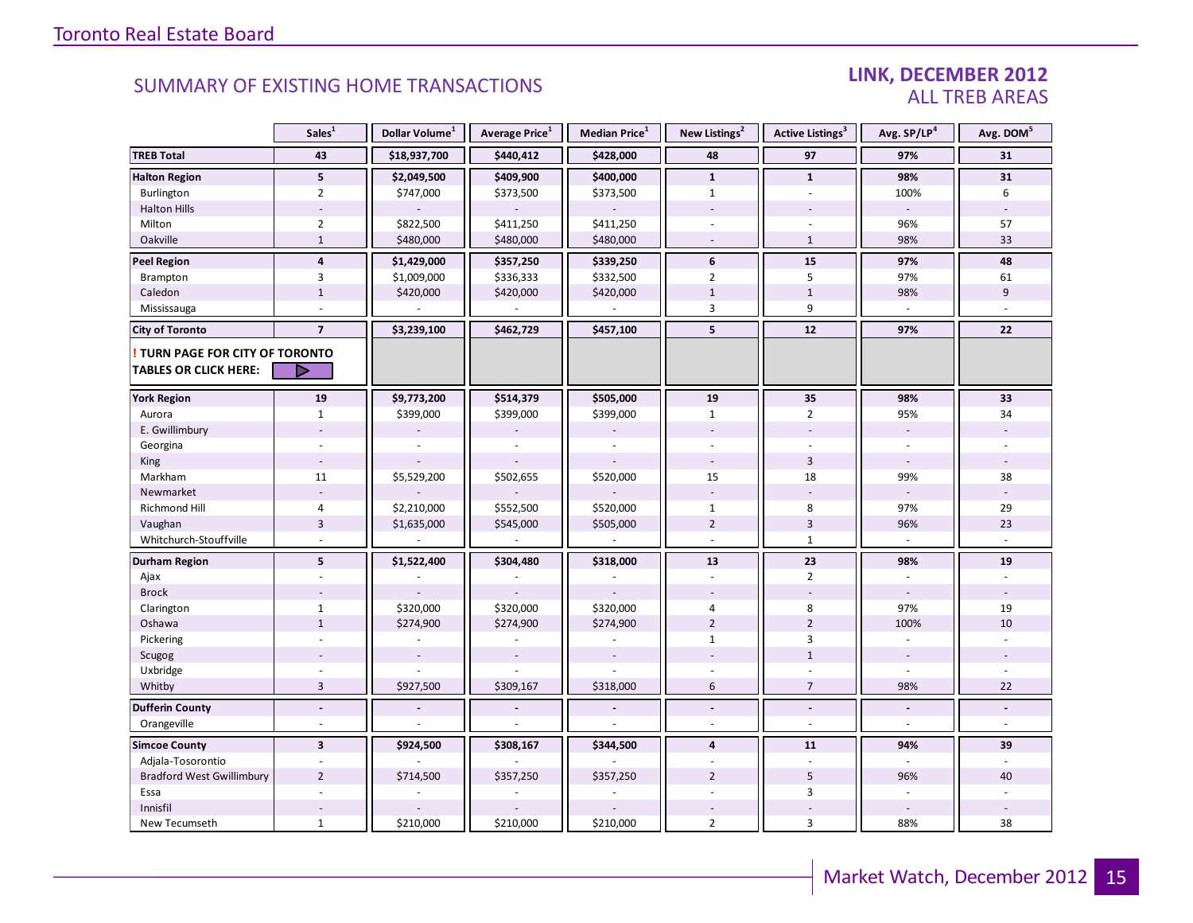## SUMMARY OF EXISTING HOME TRANSACTIONS

### LINK, DECEMBER 2012
### ALL TREB AREAS

| | Sales[1] | Dollar Volume[1] | Average Price[1] | Median Price[1] | New Listings[2] | Active Listings[3] | Avg. SP/LP[4] | Avg. DOM[5] |
|---|---|---|---|---|---|---|---|---|
| **TREB Total** | **43** | **$18,937,700** | **$440,412** | **$428,000** | **48** | **97** | **97%** | **31** |
| **Halton Region** | **5** | **$2,049,500** | **$409,900** | **$400,000** | **1** | **1** | **98%** | **31** |
| Burlington | 2 | $747,000 | $373,500 | $373,500 | 1 | - | 100% | 6 |
| Halton Hills | - | - | - | - | - | - | - | - |
| Milton | 2 | $822,500 | $411,250 | $411,250 | - | - | 96% | 57 |
| Oakville | 1 | $480,000 | $480,000 | $480,000 | - | 1 | 98% | 33 |
| **Peel Region** | **4** | **$1,429,000** | **$357,250** | **$339,250** | **6** | **15** | **97%** | **48** |
| Brampton | 3 | $1,009,000 | $336,333 | $332,500 | 2 | 5 | 97% | 61 |
| Caledon | 1 | $420,000 | $420,000 | $420,000 | 1 | 1 | 98% | 9 |
| Mississauga | - | - | - | - | 3 | 9 | - | - |
| **City of Toronto** | **7** | **$3,239,100** | **$462,729** | **$457,100** | **5** | **12** | **97%** | **22** |
| **! TURN PAGE FOR CITY OF TORONTO TABLES OR CLICK HERE:** | | | | | | | | |
| **York Region** | **19** | **$9,773,200** | **$514,379** | **$505,000** | **19** | **35** | **98%** | **33** |
| Aurora | 1 | $399,000 | $399,000 | $399,000 | 1 | 2 | 95% | 34 |
| E. Gwillimbury | - | - | - | - | - | - | - | - |
| Georgina | - | - | - | - | - | - | - | - |
| King | - | - | - | - | - | 3 | - | - |
| Markham | 11 | $5,529,200 | $502,655 | $520,000 | 15 | 18 | 99% | 38 |
| Newmarket | - | - | - | - | - | - | - | - |
| Richmond Hill | 4 | $2,210,000 | $552,500 | $520,000 | 1 | 8 | 97% | 29 |
| Vaughan | 3 | $1,635,000 | $545,000 | $505,000 | 2 | 3 | 96% | 23 |
| Whitchurch-Stouffville | - | - | - | - | - | 1 | - | - |
| **Durham Region** | **5** | **$1,522,400** | **$304,480** | **$318,000** | **13** | **23** | **98%** | **19** |
| Ajax | - | - | - | - | - | 2 | - | - |
| Brock | - | - | - | - | - | - | - | - |
| Clarington | 1 | $320,000 | $320,000 | $320,000 | 4 | 8 | 97% | 19 |
| Oshawa | 1 | $274,900 | $274,900 | $274,900 | 2 | 2 | 100% | 10 |
| Pickering | - | - | - | - | 1 | 3 | - | - |
| Scugog | - | - | - | - | - | 1 | - | - |
| Uxbridge | - | - | - | - | - | - | - | - |
| Whitby | 3 | $927,500 | $309,167 | $318,000 | 6 | 7 | 98% | 22 |
| **Dufferin County** | **-** | **-** | **-** | **-** | **-** | **-** | **-** | **-** |
| Orangeville | - | - | - | - | - | - | - | - |
| **Simcoe County** | **3** | **$924,500** | **$308,167** | **$344,500** | **4** | **11** | **94%** | **39** |
| Adjala-Tosorontio | - | - | - | - | - | - | - | - |
| Bradford West Gwillimbury | 2 | $714,500 | $357,250 | $357,250 | 2 | 5 | 96% | 40 |
| Essa | - | - | - | - | - | 3 | - | - |
| Innisfil | - | - | - | - | - | - | - | - |
| New Tecumseth | 1 | $210,000 | $210,000 | $210,000 | 2 | 3 | 88% | 38 |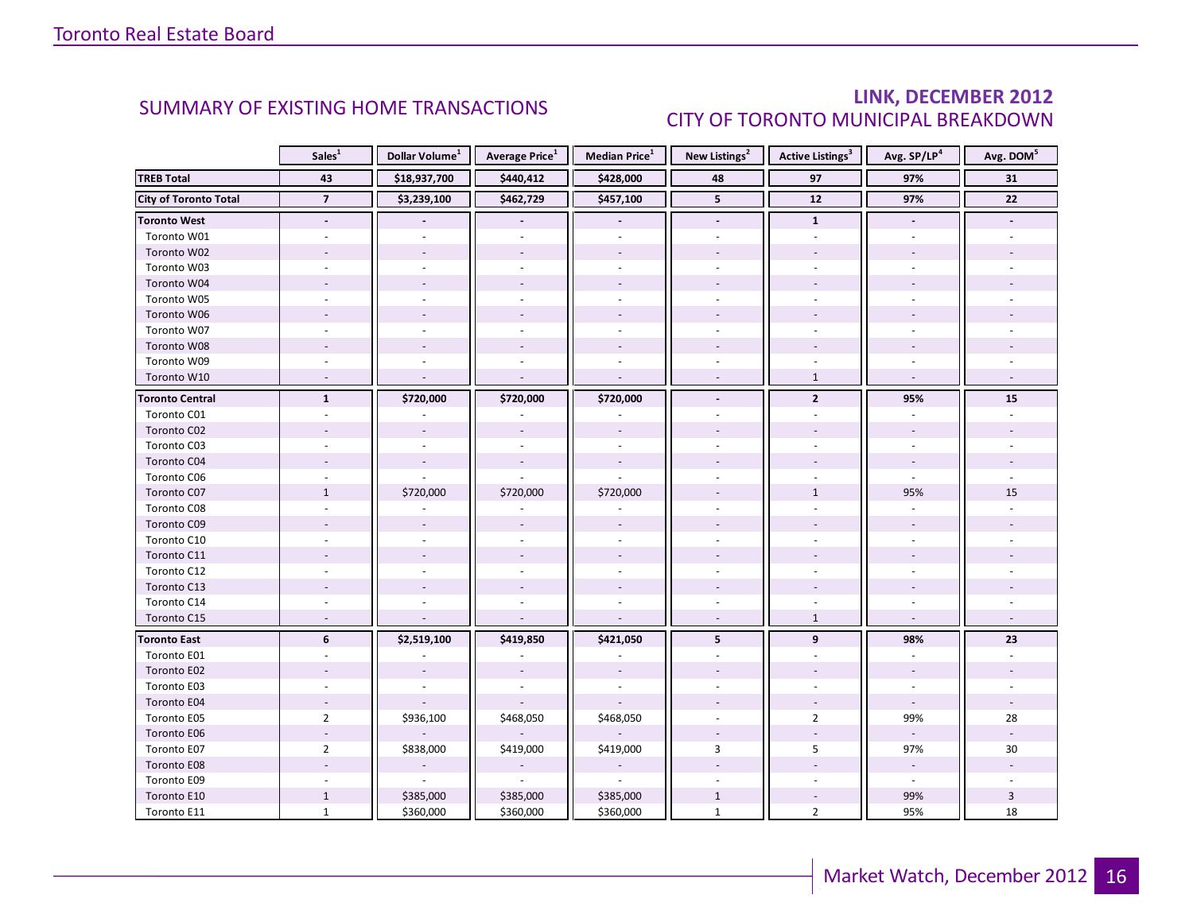## SUMMARY OF EXISTING HOME TRANSACTIONS

## LINK, DECEMBER 2012
## CITY OF TORONTO MUNICIPAL BREAKDOWN

| | Sales[1] | Dollar Volume[1] | Average Price[1] | Median Price[1] | New Listings[2] | Active Listings[3] | Avg. SP/LP[4] | Avg. DOM[5] |
|---|---|---|---|---|---|---|---|---|
| **TREB Total** | **43** | **$18,937,700** | **$440,412** | **$428,000** | **48** | **97** | **97%** | **31** |
| **City of Toronto Total** | **7** | **$3,239,100** | **$462,729** | **$457,100** | **5** | **12** | **97%** | **22** |
| **Toronto West** | **-** | **-** | **-** | **-** | **-** | **1** | **-** | **-** |
| Toronto W01 | - | - | - | - | - | - | - | - |
| Toronto W02 | - | - | - | - | - | - | - | - |
| Toronto W03 | - | - | - | - | - | - | - | - |
| Toronto W04 | - | - | - | - | - | - | - | - |
| Toronto W05 | - | - | - | - | - | - | - | - |
| Toronto W06 | - | - | - | - | - | - | - | - |
| Toronto W07 | - | - | - | - | - | - | - | - |
| Toronto W08 | - | - | - | - | - | - | - | - |
| Toronto W09 | - | - | - | - | - | - | - | - |
| Toronto W10 | - | - | - | - | - | 1 | - | - |
| **Toronto Central** | **1** | **$720,000** | **$720,000** | **$720,000** | **-** | **2** | **95%** | **15** |
| Toronto C01 | - | - | - | - | - | - | - | - |
| Toronto C02 | - | - | - | - | - | - | - | - |
| Toronto C03 | - | - | - | - | - | - | - | - |
| Toronto C04 | - | - | - | - | - | - | - | - |
| Toronto C06 | - | - | - | - | - | - | - | - |
| Toronto C07 | 1 | $720,000 | $720,000 | $720,000 | - | 1 | 95% | 15 |
| Toronto C08 | - | - | - | - | - | - | - | - |
| Toronto C09 | - | - | - | - | - | - | - | - |
| Toronto C10 | - | - | - | - | - | - | - | - |
| Toronto C11 | - | - | - | - | - | - | - | - |
| Toronto C12 | - | - | - | - | - | - | - | - |
| Toronto C13 | - | - | - | - | - | - | - | - |
| Toronto C14 | - | - | - | - | - | - | - | - |
| Toronto C15 | - | - | - | - | - | 1 | - | - |
| **Toronto East** | **6** | **$2,519,100** | **$419,850** | **$421,050** | **5** | **9** | **98%** | **23** |
| Toronto E01 | - | - | - | - | - | - | - | - |
| Toronto E02 | - | - | - | - | - | - | - | - |
| Toronto E03 | - | - | - | - | - | - | - | - |
| Toronto E04 | - | - | - | - | - | - | - | - |
| Toronto E05 | 2 | $936,100 | $468,050 | $468,050 | - | 2 | 99% | 28 |
| Toronto E06 | - | - | - | - | - | - | - | - |
| Toronto E07 | 2 | $838,000 | $419,000 | $419,000 | 3 | 5 | 97% | 30 |
| Toronto E08 | - | - | - | - | - | - | - | - |
| Toronto E09 | - | - | - | - | - | - | - | - |
| Toronto E10 | 1 | $385,000 | $385,000 | $385,000 | 1 | - | 99% | 3 |
| Toronto E11 | 1 | $360,000 | $360,000 | $360,000 | 1 | 2 | 95% | 18 |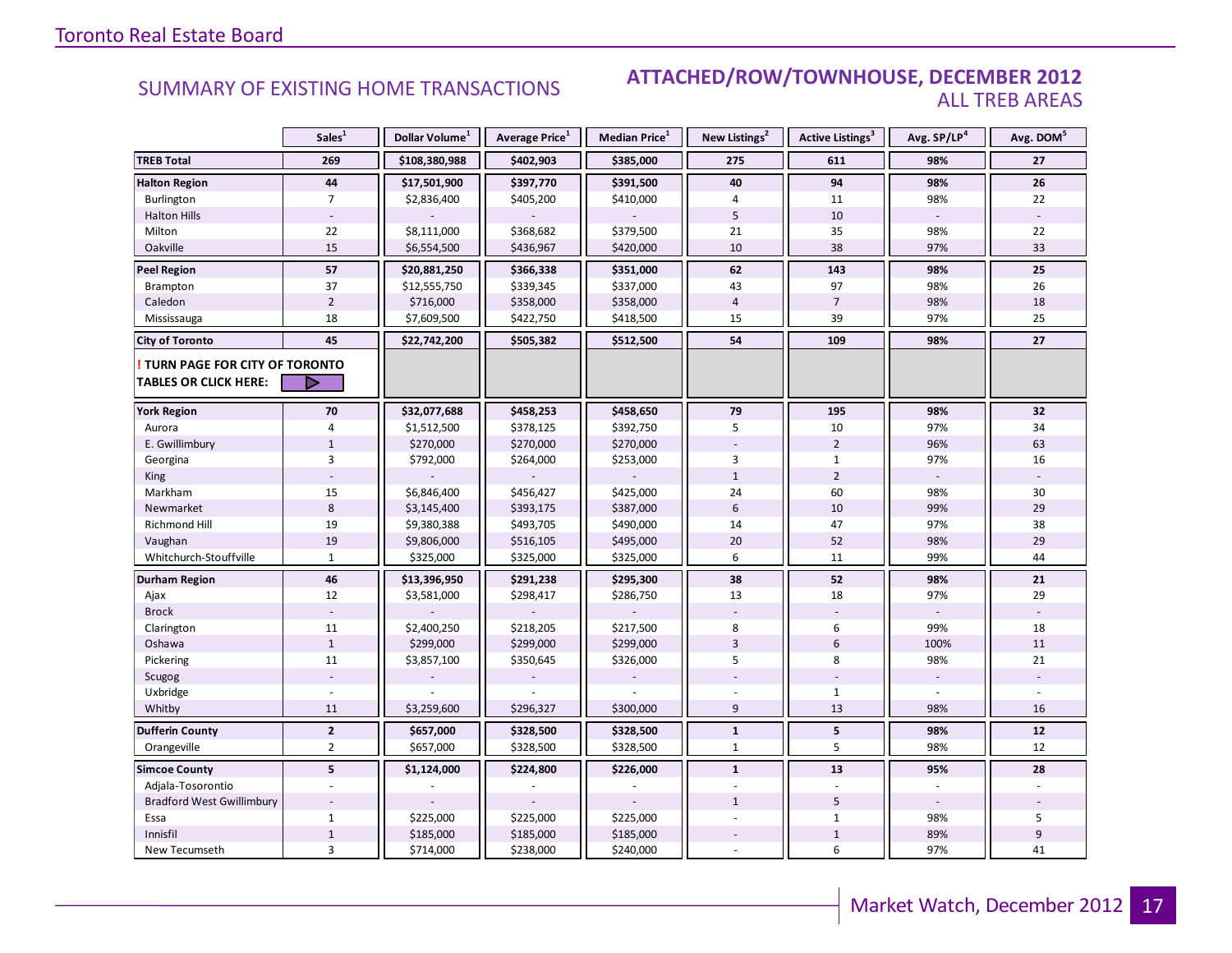# SUMMARY OF EXISTING HOME TRANSACTIONS

## ATTACHED/ROW/TOWNHOUSE, DECEMBER 2012
### ALL TREB AREAS

| | Sales[1] | Dollar Volume[1] | Average Price[1] | Median Price[1] | New Listings[2] | Active Listings[3] | Avg. SP/LP[4] | Avg. DOM[5] |
|---|---|---|---|---|---|---|---|---|
| **TREB Total** | **269** | **$108,380,988** | **$402,903** | **$385,000** | **275** | **611** | **98%** | **27** |
| **Halton Region** | **44** | **$17,501,900** | **$397,770** | **$391,500** | **40** | **94** | **98%** | **26** |
| Burlington | 7 | $2,836,400 | $405,200 | $410,000 | 4 | 11 | 98% | 22 |
| Halton Hills | - | - | - | - | 5 | 10 | - | - |
| Milton | 22 | $8,111,000 | $368,682 | $379,500 | 21 | 35 | 98% | 22 |
| Oakville | 15 | $6,554,500 | $436,967 | $420,000 | 10 | 38 | 97% | 33 |
| **Peel Region** | **57** | **$20,881,250** | **$366,338** | **$351,000** | **62** | **143** | **98%** | **25** |
| Brampton | 37 | $12,555,750 | $339,345 | $337,000 | 43 | 97 | 98% | 26 |
| Caledon | 2 | $716,000 | $358,000 | $358,000 | 4 | 7 | 98% | 18 |
| Mississauga | 18 | $7,609,500 | $422,750 | $418,500 | 15 | 39 | 97% | 25 |
| **City of Toronto** | **45** | **$22,742,200** | **$505,382** | **$512,500** | **54** | **109** | **98%** | **27** |
| **! TURN PAGE FOR CITY OF TORONTO TABLES OR CLICK HERE:** | | | | | | | | |
| **York Region** | **70** | **$32,077,688** | **$458,253** | **$458,650** | **79** | **195** | **98%** | **32** |
| Aurora | 4 | $1,512,500 | $378,125 | $392,750 | 5 | 10 | 97% | 34 |
| E. Gwillimbury | 1 | $270,000 | $270,000 | $270,000 | - | 2 | 96% | 63 |
| Georgina | 3 | $792,000 | $264,000 | $253,000 | 3 | 1 | 97% | 16 |
| King | - | - | - | - | 1 | 2 | - | - |
| Markham | 15 | $6,846,400 | $456,427 | $425,000 | 24 | 60 | 98% | 30 |
| Newmarket | 8 | $3,145,400 | $393,175 | $387,000 | 6 | 10 | 99% | 29 |
| Richmond Hill | 19 | $9,380,388 | $493,705 | $490,000 | 14 | 47 | 97% | 38 |
| Vaughan | 19 | $9,806,000 | $516,105 | $495,000 | 20 | 52 | 98% | 29 |
| Whitchurch-Stouffville | 1 | $325,000 | $325,000 | $325,000 | 6 | 11 | 99% | 44 |
| **Durham Region** | **46** | **$13,396,950** | **$291,238** | **$295,300** | **38** | **52** | **98%** | **21** |
| Ajax | 12 | $3,581,000 | $298,417 | $286,750 | 13 | 18 | 97% | 29 |
| Brock | - | - | - | - | - | - | - | - |
| Clarington | 11 | $2,400,250 | $218,205 | $217,500 | 8 | 6 | 99% | 18 |
| Oshawa | 1 | $299,000 | $299,000 | $299,000 | 3 | 6 | 100% | 11 |
| Pickering | 11 | $3,857,100 | $350,645 | $326,000 | 5 | 8 | 98% | 21 |
| Scugog | - | - | - | - | - | - | - | - |
| Uxbridge | - | - | - | - | - | 1 | - | - |
| Whitby | 11 | $3,259,600 | $296,327 | $300,000 | 9 | 13 | 98% | 16 |
| **Dufferin County** | **2** | **$657,000** | **$328,500** | **$328,500** | **1** | **5** | **98%** | **12** |
| Orangeville | 2 | $657,000 | $328,500 | $328,500 | 1 | 5 | 98% | 12 |
| **Simcoe County** | **5** | **$1,124,000** | **$224,800** | **$226,000** | **1** | **13** | **95%** | **28** |
| Adjala-Tosorontio | - | - | - | - | - | - | - | - |
| Bradford West Gwillimbury | - | - | - | - | 1 | 5 | - | - |
| Essa | 1 | $225,000 | $225,000 | $225,000 | - | 1 | 98% | 5 |
| Innisfil | 1 | $185,000 | $185,000 | $185,000 | - | 1 | 89% | 9 |
| New Tecumseth | 3 | $714,000 | $238,000 | $240,000 | - | 6 | 97% | 41 |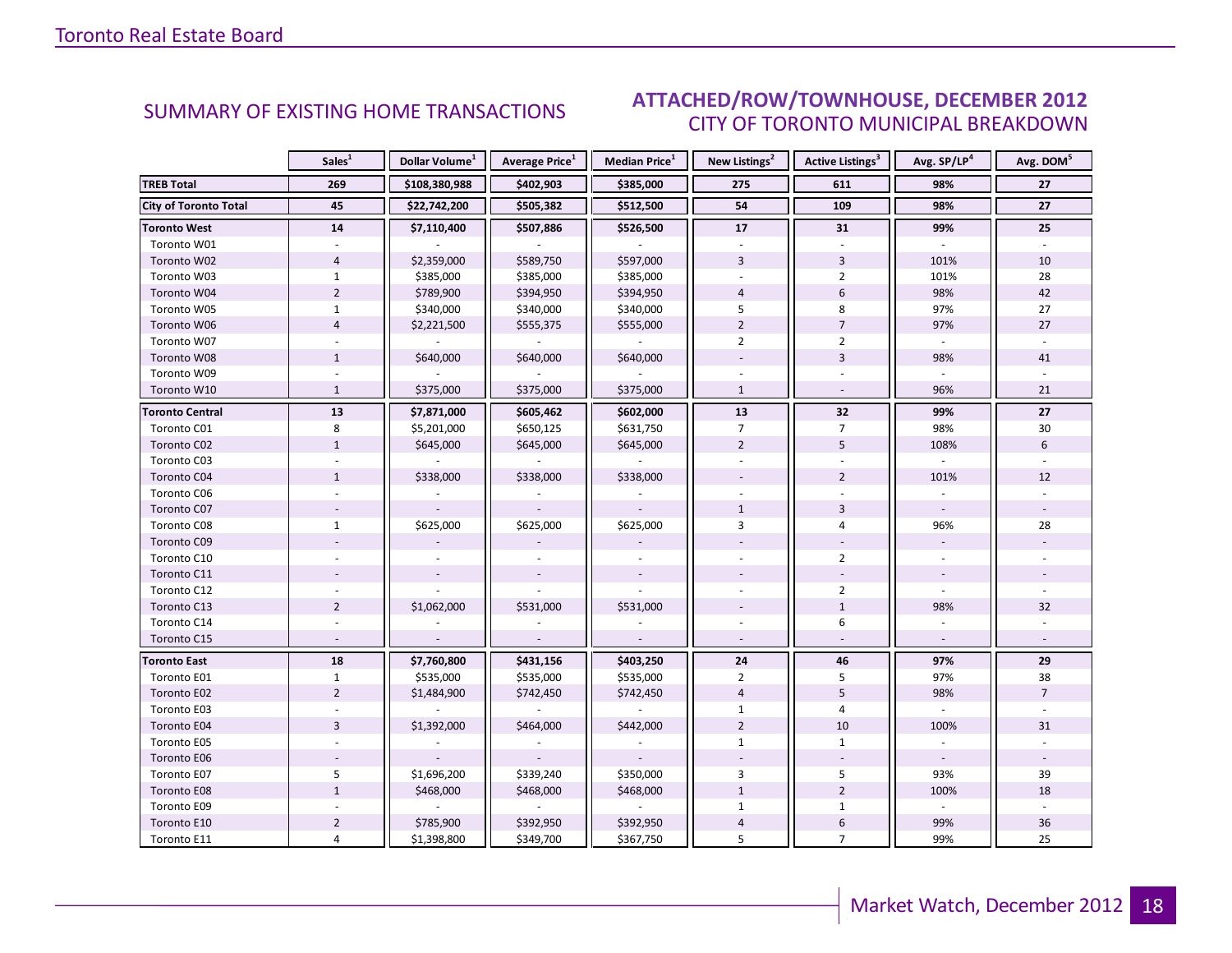## SUMMARY OF EXISTING HOME TRANSACTIONS

## ATTACHED/ROW/TOWNHOUSE, DECEMBER 2012
### CITY OF TORONTO MUNICIPAL BREAKDOWN

| | Sales[1] | Dollar Volume[1] | Average Price[1] | Median Price[1] | New Listings[2] | Active Listings[3] | Avg. SP/LP[4] | Avg. DOM[5] |
|---|---|---|---|---|---|---|---|---|
| **TREB Total** | **269** | **$108,380,988** | **$402,903** | **$385,000** | **275** | **611** | **98%** | **27** |
| **City of Toronto Total** | **45** | **$22,742,200** | **$505,382** | **$512,500** | **54** | **109** | **98%** | **27** |
| **Toronto West** | **14** | **$7,110,400** | **$507,886** | **$526,500** | **17** | **31** | **99%** | **25** |
| Toronto W01 | - | - | - | - | - | - | - | - |
| Toronto W02 | 4 | $2,359,000 | $589,750 | $597,000 | 3 | 3 | 101% | 10 |
| Toronto W03 | 1 | $385,000 | $385,000 | $385,000 | - | 2 | 101% | 28 |
| Toronto W04 | 2 | $789,900 | $394,950 | $394,950 | 4 | 6 | 98% | 42 |
| Toronto W05 | 1 | $340,000 | $340,000 | $340,000 | 5 | 8 | 97% | 27 |
| Toronto W06 | 4 | $2,221,500 | $555,375 | $555,000 | 2 | 7 | 97% | 27 |
| Toronto W07 | - | - | - | - | 2 | 2 | - | - |
| Toronto W08 | 1 | $640,000 | $640,000 | $640,000 | - | 3 | 98% | 41 |
| Toronto W09 | - | - | - | - | - | - | - | - |
| Toronto W10 | 1 | $375,000 | $375,000 | $375,000 | 1 | - | 96% | 21 |
| **Toronto Central** | **13** | **$7,871,000** | **$605,462** | **$602,000** | **13** | **32** | **99%** | **27** |
| Toronto C01 | 8 | $5,201,000 | $650,125 | $631,750 | 7 | 7 | 98% | 30 |
| Toronto C02 | 1 | $645,000 | $645,000 | $645,000 | 2 | 5 | 108% | 6 |
| Toronto C03 | - | - | - | - | - | - | - | - |
| Toronto C04 | 1 | $338,000 | $338,000 | $338,000 | - | 2 | 101% | 12 |
| Toronto C06 | - | - | - | - | - | - | - | - |
| Toronto C07 | - | - | - | - | 1 | 3 | - | - |
| Toronto C08 | 1 | $625,000 | $625,000 | $625,000 | 3 | 4 | 96% | 28 |
| Toronto C09 | - | - | - | - | - | - | - | - |
| Toronto C10 | - | - | - | - | - | 2 | - | - |
| Toronto C11 | - | - | - | - | - | - | - | - |
| Toronto C12 | - | - | - | - | - | 2 | - | - |
| Toronto C13 | 2 | $1,062,000 | $531,000 | $531,000 | - | 1 | 98% | 32 |
| Toronto C14 | - | - | - | - | - | 6 | - | - |
| Toronto C15 | - | - | - | - | - | - | - | - |
| **Toronto East** | **18** | **$7,760,800** | **$431,156** | **$403,250** | **24** | **46** | **97%** | **29** |
| Toronto E01 | 1 | $535,000 | $535,000 | $535,000 | 2 | 5 | 97% | 38 |
| Toronto E02 | 2 | $1,484,900 | $742,450 | $742,450 | 4 | 5 | 98% | 7 |
| Toronto E03 | - | - | - | - | 1 | 4 | - | - |
| Toronto E04 | 3 | $1,392,000 | $464,000 | $442,000 | 2 | 10 | 100% | 31 |
| Toronto E05 | - | - | - | - | 1 | 1 | - | - |
| Toronto E06 | - | - | - | - | - | - | - | - |
| Toronto E07 | 5 | $1,696,200 | $339,240 | $350,000 | 3 | 5 | 93% | 39 |
| Toronto E08 | 1 | $468,000 | $468,000 | $468,000 | 1 | 2 | 100% | 18 |
| Toronto E09 | - | - | - | - | 1 | 1 | - | - |
| Toronto E10 | 2 | $785,900 | $392,950 | $392,950 | 4 | 6 | 99% | 36 |
| Toronto E11 | 4 | $1,398,800 | $349,700 | $367,750 | 5 | 7 | 99% | 25 |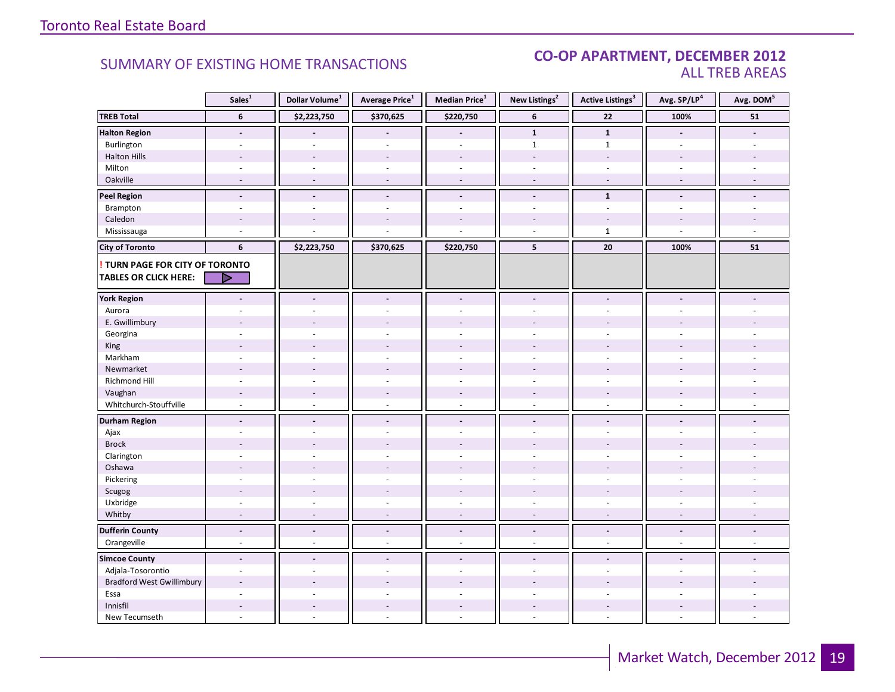Toronto Real Estate Board

## SUMMARY OF EXISTING HOME TRANSACTIONS

## CO-OP APARTMENT, DECEMBER 2012
ALL TREB AREAS

| | Sales[1] | Dollar Volume[1] | Average Price[1] | Median Price[1] | New Listings[2] | Active Listings[3] | Avg. SP/LP[4] | Avg. DOM[5] |
|---|---|---|---|---|---|---|---|---|
| **TREB Total** | **6** | **$2,223,750** | **$370,625** | **$220,750** | **6** | **22** | **100%** | **51** |
| **Halton Region** | **-** | **-** | **-** | **-** | **1** | **1** | **-** | **-** |
| Burlington | - | - | - | - | 1 | 1 | - | - |
| Halton Hills | - | - | - | - | - | - | - | - |
| Milton | - | - | - | - | - | - | - | - |
| Oakville | - | - | - | - | - | - | - | - |
| **Peel Region** | **-** | **-** | **-** | **-** | **-** | **1** | **-** | **-** |
| Brampton | - | - | - | - | - | - | - | - |
| Caledon | - | - | - | - | - | - | - | - |
| Mississauga | - | - | - | - | - | 1 | - | - |
| **City of Toronto** | **6** | **$2,223,750** | **$370,625** | **$220,750** | **5** | **20** | **100%** | **51** |
| **! TURN PAGE FOR CITY OF TORONTO TABLES OR CLICK HERE:** | | | | | | | | |
| **York Region** | **-** | **-** | **-** | **-** | **-** | **-** | **-** | **-** |
| Aurora | - | - | - | - | - | - | - | - |
| E. Gwillimbury | - | - | - | - | - | - | - | - |
| Georgina | - | - | - | - | - | - | - | - |
| King | - | - | - | - | - | - | - | - |
| Markham | - | - | - | - | - | - | - | - |
| Newmarket | - | - | - | - | - | - | - | - |
| Richmond Hill | - | - | - | - | - | - | - | - |
| Vaughan | - | - | - | - | - | - | - | - |
| Whitchurch-Stouffville | - | - | - | - | - | - | - | - |
| **Durham Region** | **-** | **-** | **-** | **-** | **-** | **-** | **-** | **-** |
| Ajax | - | - | - | - | - | - | - | - |
| Brock | - | - | - | - | - | - | - | - |
| Clarington | - | - | - | - | - | - | - | - |
| Oshawa | - | - | - | - | - | - | - | - |
| Pickering | - | - | - | - | - | - | - | - |
| Scugog | - | - | - | - | - | - | - | - |
| Uxbridge | - | - | - | - | - | - | - | - |
| Whitby | - | - | - | - | - | - | - | - |
| **Dufferin County** | **-** | **-** | **-** | **-** | **-** | **-** | **-** | **-** |
| Orangeville | - | - | - | - | - | - | - | - |
| **Simcoe County** | **-** | **-** | **-** | **-** | **-** | **-** | **-** | **-** |
| Adjala-Tosorontio | - | - | - | - | - | - | - | - |
| Bradford West Gwillimbury | - | - | - | - | - | - | - | - |
| Essa | - | - | - | - | - | - | - | - |
| Innisfil | - | - | - | - | - | - | - | - |
| New Tecumseth | - | - | - | - | - | - | - | - |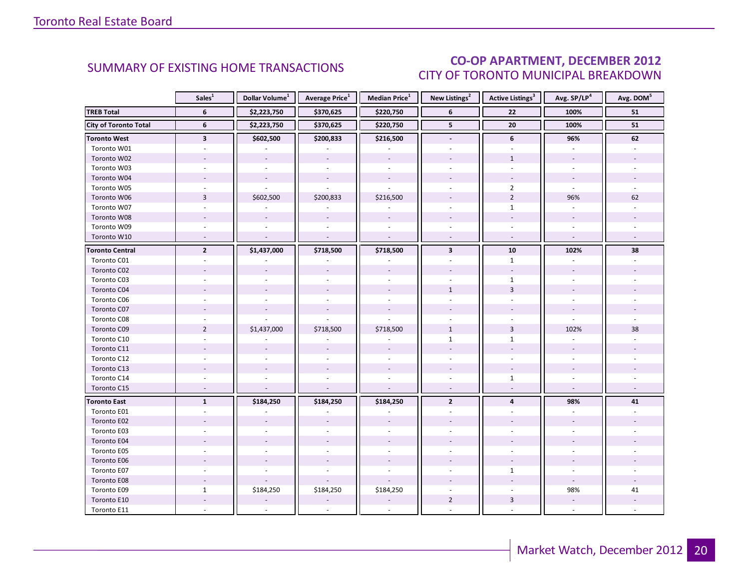## SUMMARY OF EXISTING HOME TRANSACTIONS

## CO-OP APARTMENT, DECEMBER 2012
### CITY OF TORONTO MUNICIPAL BREAKDOWN

| | Sales[1] | Dollar Volume[1] | Average Price[1] | Median Price[1] | New Listings[2] | Active Listings[3] | Avg. SP/LP[4] | Avg. DOM[5] |
|---|---|---|---|---|---|---|---|---|
| **TREB Total** | **6** | **$2,223,750** | **$370,625** | **$220,750** | **6** | **22** | **100%** | **51** |
| **City of Toronto Total** | **6** | **$2,223,750** | **$370,625** | **$220,750** | **5** | **20** | **100%** | **51** |
| **Toronto West** | **3** | **$602,500** | **$200,833** | **$216,500** | **-** | **6** | **96%** | **62** |
| Toronto W01 | - | - | - | - | - | - | - | - |
| Toronto W02 | - | - | - | - | - | 1 | - | - |
| Toronto W03 | - | - | - | - | - | - | - | - |
| Toronto W04 | - | - | - | - | - | - | - | - |
| Toronto W05 | - | - | - | - | - | 2 | - | - |
| Toronto W06 | 3 | $602,500 | $200,833 | $216,500 | - | 2 | 96% | 62 |
| Toronto W07 | - | - | - | - | - | 1 | - | - |
| Toronto W08 | - | - | - | - | - | - | - | - |
| Toronto W09 | - | - | - | - | - | - | - | - |
| Toronto W10 | - | - | - | - | - | - | - | - |
| **Toronto Central** | **2** | **$1,437,000** | **$718,500** | **$718,500** | **3** | **10** | **102%** | **38** |
| Toronto C01 | - | - | - | - | - | 1 | - | - |
| Toronto C02 | - | - | - | - | - | - | - | - |
| Toronto C03 | - | - | - | - | - | 1 | - | - |
| Toronto C04 | - | - | - | - | 1 | 3 | - | - |
| Toronto C06 | - | - | - | - | - | - | - | - |
| Toronto C07 | - | - | - | - | - | - | - | - |
| Toronto C08 | - | - | - | - | - | - | - | - |
| Toronto C09 | 2 | $1,437,000 | $718,500 | $718,500 | 1 | 3 | 102% | 38 |
| Toronto C10 | - | - | - | - | 1 | 1 | - | - |
| Toronto C11 | - | - | - | - | - | - | - | - |
| Toronto C12 | - | - | - | - | - | - | - | - |
| Toronto C13 | - | - | - | - | - | - | - | - |
| Toronto C14 | - | - | - | - | - | 1 | - | - |
| Toronto C15 | - | - | - | - | - | - | - | - |
| **Toronto East** | **1** | **$184,250** | **$184,250** | **$184,250** | **2** | **4** | **98%** | **41** |
| Toronto E01 | - | - | - | - | - | - | - | - |
| Toronto E02 | - | - | - | - | - | - | - | - |
| Toronto E03 | - | - | - | - | - | - | - | - |
| Toronto E04 | - | - | - | - | - | - | - | - |
| Toronto E05 | - | - | - | - | - | - | - | - |
| Toronto E06 | - | - | - | - | - | - | - | - |
| Toronto E07 | - | - | - | - | - | 1 | - | - |
| Toronto E08 | - | - | - | - | - | - | - | - |
| Toronto E09 | 1 | $184,250 | $184,250 | $184,250 | - | - | 98% | 41 |
| Toronto E10 | - | - | - | - | 2 | 3 | - | - |
| Toronto E11 | - | - | - | - | - | - | - | - |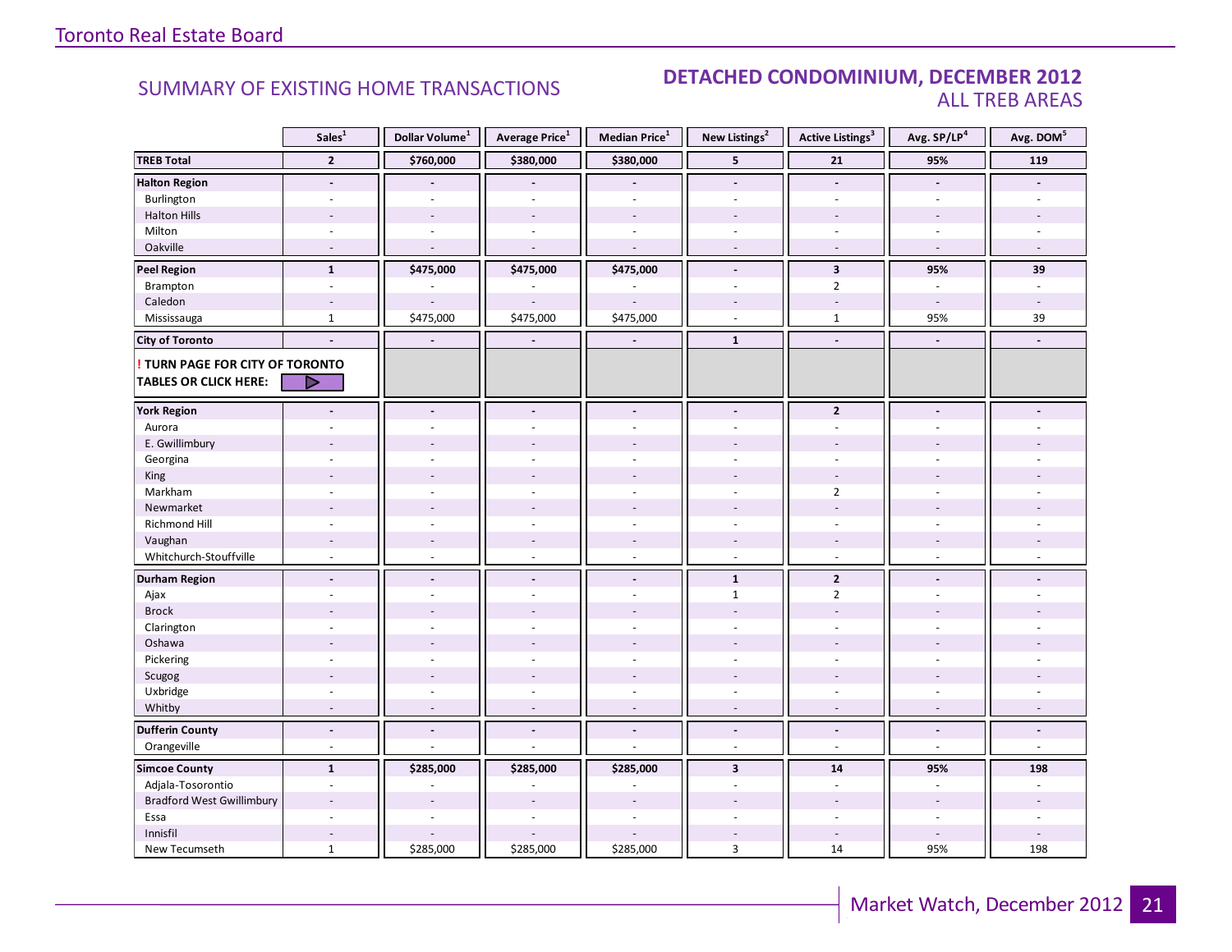## SUMMARY OF EXISTING HOME TRANSACTIONS

## DETACHED CONDOMINIUM, DECEMBER 2012
### ALL TREB AREAS

| | Sales[1] | Dollar Volume[1] | Average Price[1] | Median Price[1] | New Listings[2] | Active Listings[3] | Avg. SP/LP[4] | Avg. DOM[5] |
|---|---|---|---|---|---|---|---|---|
| **TREB Total** | **2** | **$760,000** | **$380,000** | **$380,000** | **5** | **21** | **95%** | **119** |
| **Halton Region** | **-** | **-** | **-** | **-** | **-** | **-** | **-** | **-** |
| Burlington | - | - | - | - | - | - | - | - |
| Halton Hills | - | - | - | - | - | - | - | - |
| Milton | - | - | - | - | - | - | - | - |
| Oakville | - | - | - | - | - | - | - | - |
| **Peel Region** | **1** | **$475,000** | **$475,000** | **$475,000** | **-** | **3** | **95%** | **39** |
| Brampton | - | - | - | - | - | 2 | - | - |
| Caledon | - | - | - | - | - | - | - | - |
| Mississauga | 1 | $475,000 | $475,000 | $475,000 | - | 1 | 95% | 39 |
| **City of Toronto** | **-** | **-** | **-** | **-** | **1** | **-** | **-** | **-** |
| **! TURN PAGE FOR CITY OF TORONTO TABLES OR CLICK HERE:** | | | | | | | | |
| **York Region** | **-** | **-** | **-** | **-** | **-** | **2** | **-** | **-** |
| Aurora | - | - | - | - | - | - | - | - |
| E. Gwillimbury | - | - | - | - | - | - | - | - |
| Georgina | - | - | - | - | - | - | - | - |
| King | - | - | - | - | - | - | - | - |
| Markham | - | - | - | - | - | 2 | - | - |
| Newmarket | - | - | - | - | - | - | - | - |
| Richmond Hill | - | - | - | - | - | - | - | - |
| Vaughan | - | - | - | - | - | - | - | - |
| Whitchurch-Stouffville | - | - | - | - | - | - | - | - |
| **Durham Region** | **-** | **-** | **-** | **-** | **1** | **2** | **-** | **-** |
| Ajax | - | - | - | - | 1 | 2 | - | - |
| Brock | - | - | - | - | - | - | - | - |
| Clarington | - | - | - | - | - | - | - | - |
| Oshawa | - | - | - | - | - | - | - | - |
| Pickering | - | - | - | - | - | - | - | - |
| Scugog | - | - | - | - | - | - | - | - |
| Uxbridge | - | - | - | - | - | - | - | - |
| Whitby | - | - | - | - | - | - | - | - |
| **Dufferin County** | **-** | **-** | **-** | **-** | **-** | **-** | **-** | **-** |
| Orangeville | - | - | - | - | - | - | - | - |
| **Simcoe County** | **1** | **$285,000** | **$285,000** | **$285,000** | **3** | **14** | **95%** | **198** |
| Adjala-Tosorontio | - | - | - | - | - | - | - | - |
| Bradford West Gwillimbury | - | - | - | - | - | - | - | - |
| Essa | - | - | - | - | - | - | - | - |
| Innisfil | - | - | - | - | - | - | - | - |
| New Tecumseth | 1 | $285,000 | $285,000 | $285,000 | 3 | 14 | 95% | 198 |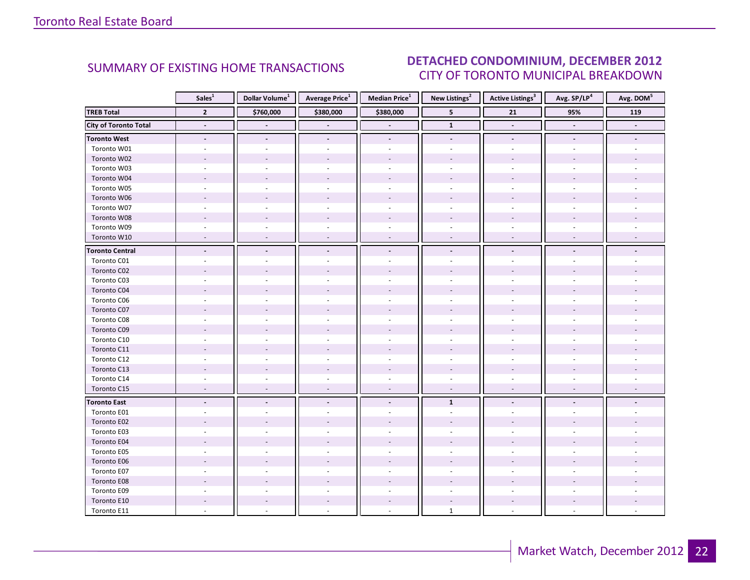## SUMMARY OF EXISTING HOME TRANSACTIONS

## DETACHED CONDOMINIUM, DECEMBER 2012
### CITY OF TORONTO MUNICIPAL BREAKDOWN

| | Sales[1] | Dollar Volume[1] | Average Price[1] | Median Price[1] | New Listings[2] | Active Listings[3] | Avg. SP/LP[4] | Avg. DOM[5] |
|---|---|---|---|---|---|---|---|---|
| **TREB Total** | **2** | **$760,000** | **$380,000** | **$380,000** | **5** | **21** | **95%** | **119** |
| **City of Toronto Total** | **-** | **-** | **-** | **-** | **1** | **-** | **-** | **-** |
| **Toronto West** | **-** | **-** | **-** | **-** | **-** | **-** | **-** | **-** |
| Toronto W01 | - | - | - | - | - | - | - | - |
| Toronto W02 | - | - | - | - | - | - | - | - |
| Toronto W03 | - | - | - | - | - | - | - | - |
| Toronto W04 | - | - | - | - | - | - | - | - |
| Toronto W05 | - | - | - | - | - | - | - | - |
| Toronto W06 | - | - | - | - | - | - | - | - |
| Toronto W07 | - | - | - | - | - | - | - | - |
| Toronto W08 | - | - | - | - | - | - | - | - |
| Toronto W09 | - | - | - | - | - | - | - | - |
| Toronto W10 | - | - | - | - | - | - | - | - |
| **Toronto Central** | **-** | **-** | **-** | **-** | **-** | **-** | **-** | **-** |
| Toronto C01 | - | - | - | - | - | - | - | - |
| Toronto C02 | - | - | - | - | - | - | - | - |
| Toronto C03 | - | - | - | - | - | - | - | - |
| Toronto C04 | - | - | - | - | - | - | - | - |
| Toronto C06 | - | - | - | - | - | - | - | - |
| Toronto C07 | - | - | - | - | - | - | - | - |
| Toronto C08 | - | - | - | - | - | - | - | - |
| Toronto C09 | - | - | - | - | - | - | - | - |
| Toronto C10 | - | - | - | - | - | - | - | - |
| Toronto C11 | - | - | - | - | - | - | - | - |
| Toronto C12 | - | - | - | - | - | - | - | - |
| Toronto C13 | - | - | - | - | - | - | - | - |
| Toronto C14 | - | - | - | - | - | - | - | - |
| Toronto C15 | - | - | - | - | - | - | - | - |
| **Toronto East** | **-** | **-** | **-** | **-** | **1** | **-** | **-** | **-** |
| Toronto E01 | - | - | - | - | - | - | - | - |
| Toronto E02 | - | - | - | - | - | - | - | - |
| Toronto E03 | - | - | - | - | - | - | - | - |
| Toronto E04 | - | - | - | - | - | - | - | - |
| Toronto E05 | - | - | - | - | - | - | - | - |
| Toronto E06 | - | - | - | - | - | - | - | - |
| Toronto E07 | - | - | - | - | - | - | - | - |
| Toronto E08 | - | - | - | - | - | - | - | - |
| Toronto E09 | - | - | - | - | - | - | - | - |
| Toronto E10 | - | - | - | - | - | - | - | - |
| Toronto E11 | - | - | - | - | 1 | - | - | - |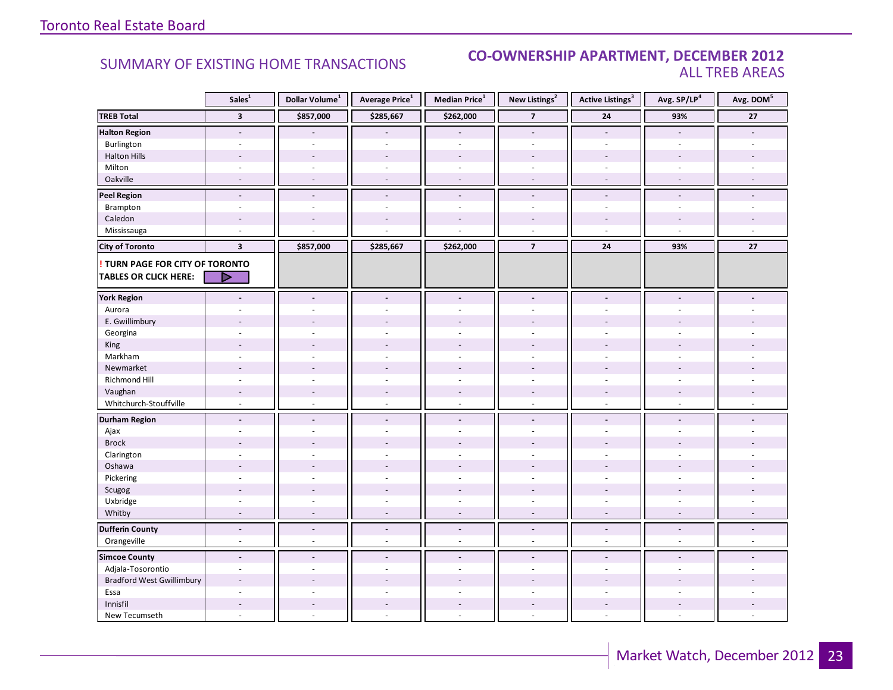## SUMMARY OF EXISTING HOME TRANSACTIONS

## CO-OWNERSHIP APARTMENT, DECEMBER 2012
### ALL TREB AREAS

| | Sales[1] | Dollar Volume[1] | Average Price[1] | Median Price[1] | New Listings[2] | Active Listings[3] | Avg. SP/LP[4] | Avg. DOM[5] |
|---|---|---|---|---|---|---|---|---|
| **TREB Total** | **3** | **$857,000** | **$285,667** | **$262,000** | **7** | **24** | **93%** | **27** |
| **Halton Region** | **-** | **-** | **-** | **-** | **-** | **-** | **-** | **-** |
| Burlington | - | - | - | - | - | - | - | - |
| Halton Hills | - | - | - | - | - | - | - | - |
| Milton | - | - | - | - | - | - | - | - |
| Oakville | - | - | - | - | - | - | - | - |
| **Peel Region** | **-** | **-** | **-** | **-** | **-** | **-** | **-** | **-** |
| Brampton | - | - | - | - | - | - | - | - |
| Caledon | - | - | - | - | - | - | - | - |
| Mississauga | - | - | - | - | - | - | - | - |
| **City of Toronto** | **3** | **$857,000** | **$285,667** | **$262,000** | **7** | **24** | **93%** | **27** |
| **! TURN PAGE FOR CITY OF TORONTO TABLES OR CLICK HERE:** | | | | | | | | |
| **York Region** | **-** | **-** | **-** | **-** | **-** | **-** | **-** | **-** |
| Aurora | - | - | - | - | - | - | - | - |
| E. Gwillimbury | - | - | - | - | - | - | - | - |
| Georgina | - | - | - | - | - | - | - | - |
| King | - | - | - | - | - | - | - | - |
| Markham | - | - | - | - | - | - | - | - |
| Newmarket | - | - | - | - | - | - | - | - |
| Richmond Hill | - | - | - | - | - | - | - | - |
| Vaughan | - | - | - | - | - | - | - | - |
| Whitchurch-Stouffville | - | - | - | - | - | - | - | - |
| **Durham Region** | **-** | **-** | **-** | **-** | **-** | **-** | **-** | **-** |
| Ajax | - | - | - | - | - | - | - | - |
| Brock | - | - | - | - | - | - | - | - |
| Clarington | - | - | - | - | - | - | - | - |
| Oshawa | - | - | - | - | - | - | - | - |
| Pickering | - | - | - | - | - | - | - | - |
| Scugog | - | - | - | - | - | - | - | - |
| Uxbridge | - | - | - | - | - | - | - | - |
| Whitby | - | - | - | - | - | - | - | - |
| **Dufferin County** | **-** | **-** | **-** | **-** | **-** | **-** | **-** | **-** |
| Orangeville | - | - | - | - | - | - | - | - |
| **Simcoe County** | **-** | **-** | **-** | **-** | **-** | **-** | **-** | **-** |
| Adjala-Tosorontio | - | - | - | - | - | - | - | - |
| Bradford West Gwillimbury | - | - | - | - | - | - | - | - |
| Essa | - | - | - | - | - | - | - | - |
| Innisfil | - | - | - | - | - | - | - | - |
| New Tecumseth | - | - | - | - | - | - | - | - |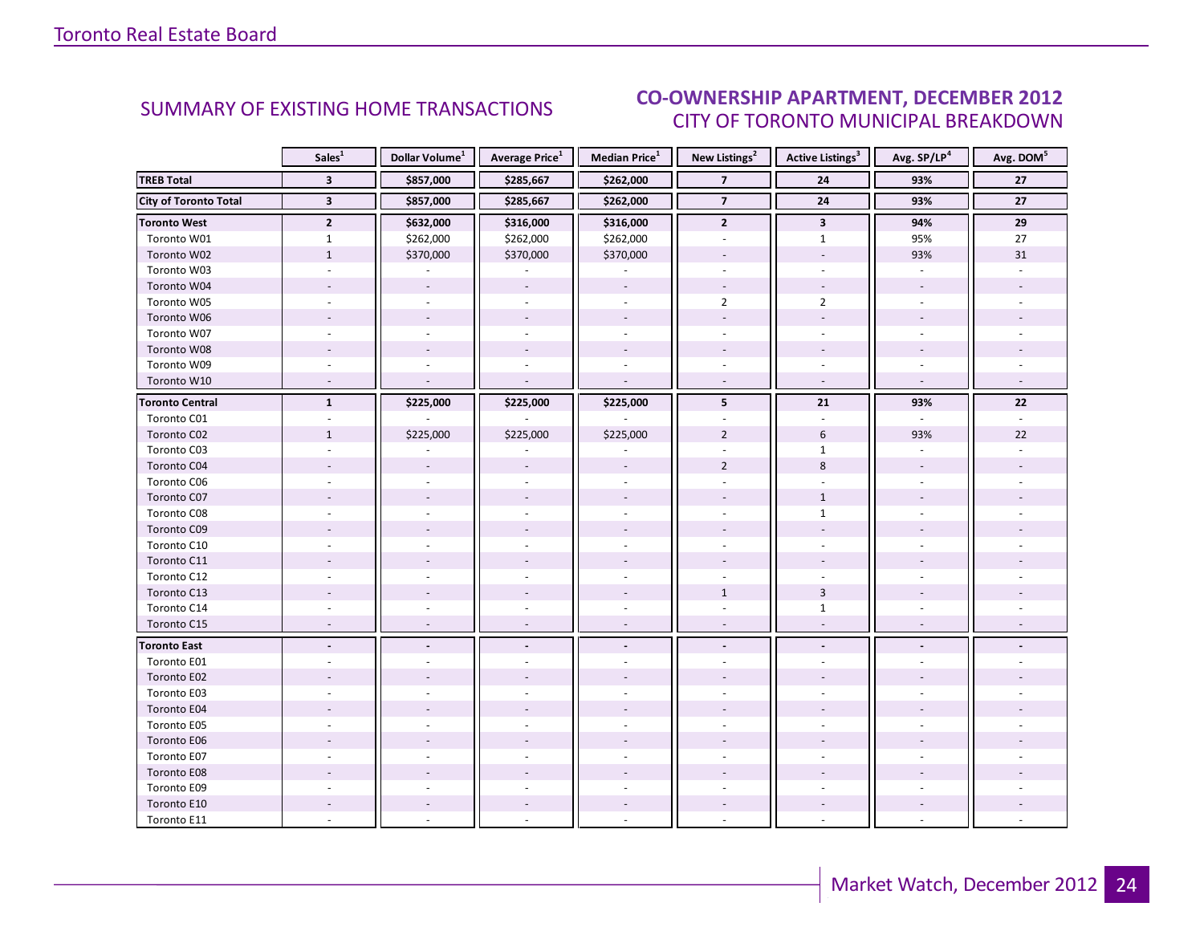## SUMMARY OF EXISTING HOME TRANSACTIONS

## CO-OWNERSHIP APARTMENT, DECEMBER 2012
### CITY OF TORONTO MUNICIPAL BREAKDOWN

| | Sales[1] | Dollar Volume[1] | Average Price[1] | Median Price[1] | New Listings[2] | Active Listings[3] | Avg. SP/LP[4] | Avg. DOM[5] |
|---|---|---|---|---|---|---|---|---|
| **TREB Total** | **3** | **$857,000** | **$285,667** | **$262,000** | **7** | **24** | **93%** | **27** |
| **City of Toronto Total** | **3** | **$857,000** | **$285,667** | **$262,000** | **7** | **24** | **93%** | **27** |
| **Toronto West** | **2** | **$632,000** | **$316,000** | **$316,000** | **2** | **3** | **94%** | **29** |
| Toronto W01 | 1 | $262,000 | $262,000 | $262,000 | - | 1 | 95% | 27 |
| Toronto W02 | 1 | $370,000 | $370,000 | $370,000 | - | - | 93% | 31 |
| Toronto W03 | - | - | - | - | - | - | - | - |
| Toronto W04 | - | - | - | - | - | - | - | - |
| Toronto W05 | - | - | - | - | 2 | 2 | - | - |
| Toronto W06 | - | - | - | - | - | - | - | - |
| Toronto W07 | - | - | - | - | - | - | - | - |
| Toronto W08 | - | - | - | - | - | - | - | - |
| Toronto W09 | - | - | - | - | - | - | - | - |
| Toronto W10 | - | - | - | - | - | - | - | - |
| **Toronto Central** | **1** | **$225,000** | **$225,000** | **$225,000** | **5** | **21** | **93%** | **22** |
| Toronto C01 | - | - | - | - | - | - | - | - |
| Toronto C02 | 1 | $225,000 | $225,000 | $225,000 | 2 | 6 | 93% | 22 |
| Toronto C03 | - | - | - | - | - | 1 | - | - |
| Toronto C04 | - | - | - | - | 2 | 8 | - | - |
| Toronto C06 | - | - | - | - | - | - | - | - |
| Toronto C07 | - | - | - | - | - | 1 | - | - |
| Toronto C08 | - | - | - | - | - | 1 | - | - |
| Toronto C09 | - | - | - | - | - | - | - | - |
| Toronto C10 | - | - | - | - | - | - | - | - |
| Toronto C11 | - | - | - | - | - | - | - | - |
| Toronto C12 | - | - | - | - | - | - | - | - |
| Toronto C13 | - | - | - | - | 1 | 3 | - | - |
| Toronto C14 | - | - | - | - | - | 1 | - | - |
| Toronto C15 | - | - | - | - | - | - | - | - |
| **Toronto East** | **-** | **-** | **-** | **-** | **-** | **-** | **-** | **-** |
| Toronto E01 | - | - | - | - | - | - | - | - |
| Toronto E02 | - | - | - | - | - | - | - | - |
| Toronto E03 | - | - | - | - | - | - | - | - |
| Toronto E04 | - | - | - | - | - | - | - | - |
| Toronto E05 | - | - | - | - | - | - | - | - |
| Toronto E06 | - | - | - | - | - | - | - | - |
| Toronto E07 | - | - | - | - | - | - | - | - |
| Toronto E08 | - | - | - | - | - | - | - | - |
| Toronto E09 | - | - | - | - | - | - | - | - |
| Toronto E10 | - | - | - | - | - | - | - | - |
| Toronto E11 | - | - | - | - | - | - | - | - |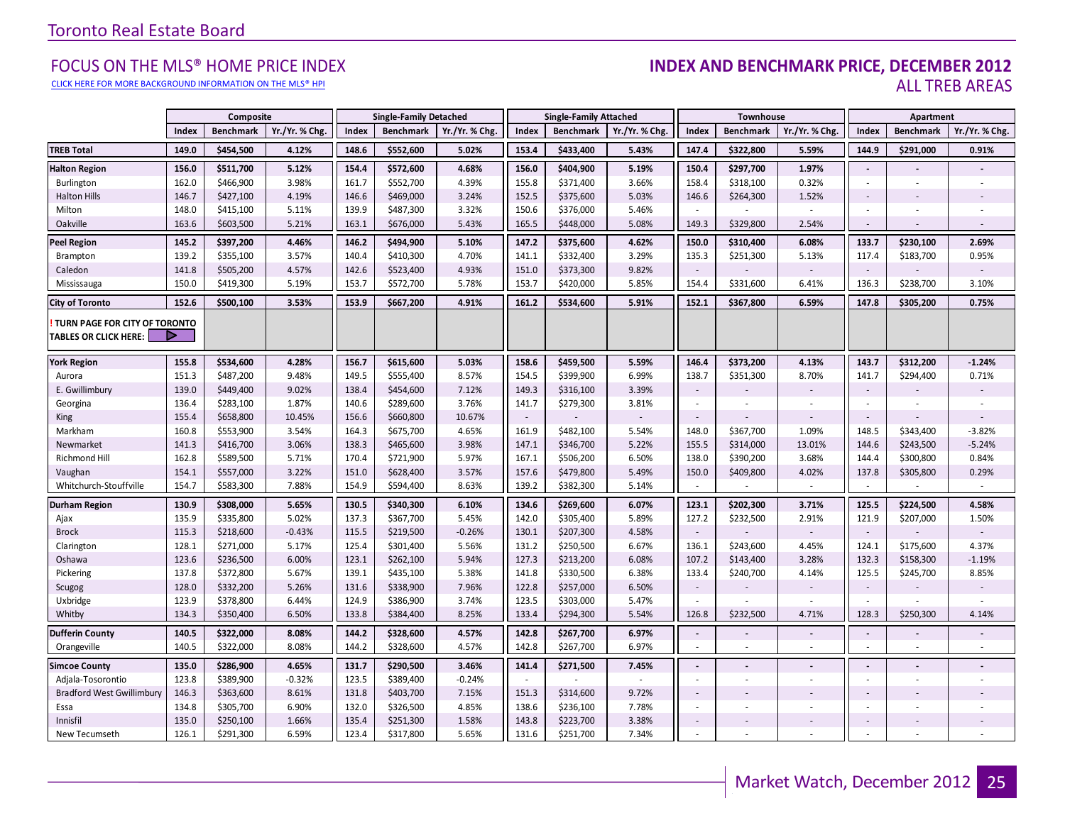Toronto Real Estate Board

# FOCUS ON THE MLS® HOME PRICE INDEX

CLICK HERE FOR MORE BACKGROUND INFORMATION ON THE MLS® HPI

## INDEX AND BENCHMARK PRICE, DECEMBER 2012

### ALL TREB AREAS

| | Composite | | | Single-Family Detached | | | Single-Family Attached | | | Townhouse | | | Apartment | | |
|---|---|---|---|---|---|---|---|---|---|---|---|---|---|---|---|
| | Index | Benchmark | Yr./Yr. % Chg. | Index | Benchmark | Yr./Yr. % Chg. | Index | Benchmark | Yr./Yr. % Chg. | Index | Benchmark | Yr./Yr. % Chg. | Index | Benchmark | Yr./Yr. % Chg. |
| **TREB Total** | **149.0** | **$454,500** | **4.12%** | **148.6** | **$552,600** | **5.02%** | **153.4** | **$433,400** | **5.43%** | **147.4** | **$322,800** | **5.59%** | **144.9** | **$291,000** | **0.91%** |
| **Halton Region** | **156.0** | **$511,700** | **5.12%** | **154.4** | **$572,600** | **4.68%** | **156.0** | **$404,900** | **5.19%** | **150.4** | **$297,700** | **1.97%** | **-** | **-** | **-** |
| Burlington | 162.0 | $466,900 | 3.98% | 161.7 | $552,700 | 4.39% | 155.8 | $371,400 | 3.66% | 158.4 | $318,100 | 0.32% | - | - | - |
| Halton Hills | 146.7 | $427,100 | 4.19% | 146.6 | $469,000 | 3.24% | 152.5 | $375,600 | 5.03% | 146.6 | $264,300 | 1.52% | - | - | - |
| Milton | 148.0 | $415,100 | 5.11% | 139.9 | $487,300 | 3.32% | 150.6 | $376,000 | 5.46% | - | - | - | - | - | - |
| Oakville | 163.6 | $603,500 | 5.21% | 163.1 | $676,000 | 5.43% | 165.5 | $448,000 | 5.08% | 149.3 | $329,800 | 2.54% | - | - | - |
| **Peel Region** | **145.2** | **$397,200** | **4.46%** | **146.2** | **$494,900** | **5.10%** | **147.2** | **$375,600** | **4.62%** | **150.0** | **$310,400** | **6.08%** | **133.7** | **$230,100** | **2.69%** |
| Brampton | 139.2 | $355,100 | 3.57% | 140.4 | $410,300 | 4.70% | 141.1 | $332,400 | 3.29% | 135.3 | $251,300 | 5.13% | 117.4 | $183,700 | 0.95% |
| Caledon | 141.8 | $505,200 | 4.57% | 142.6 | $523,400 | 4.93% | 151.0 | $373,300 | 9.82% | - | - | - | - | - | - |
| Mississauga | 150.0 | $419,300 | 5.19% | 153.7 | $572,700 | 5.78% | 153.7 | $420,000 | 5.85% | 154.4 | $331,600 | 6.41% | 136.3 | $238,700 | 3.10% |
| **City of Toronto** | **152.6** | **$500,100** | **3.53%** | **153.9** | **$667,200** | **4.91%** | **161.2** | **$534,600** | **5.91%** | **152.1** | **$367,800** | **6.59%** | **147.8** | **$305,200** | **0.75%** |
| **! TURN PAGE FOR CITY OF TORONTO TABLES OR CLICK HERE:** | | | | | | | | | | | | | | | |
| **York Region** | **155.8** | **$534,600** | **4.28%** | **156.7** | **$615,600** | **5.03%** | **158.6** | **$459,500** | **5.59%** | **146.4** | **$373,200** | **4.13%** | **143.7** | **$312,200** | **-1.24%** |
| Aurora | 151.3 | $487,200 | 9.48% | 149.5 | $555,400 | 8.57% | 154.5 | $399,900 | 6.99% | 138.7 | $351,300 | 8.70% | 141.7 | $294,400 | 0.71% |
| E. Gwillimbury | 139.0 | $449,400 | 9.02% | 138.4 | $454,600 | 7.12% | 149.3 | $316,100 | 3.39% | - | - | - | - | - | - |
| Georgina | 136.4 | $283,100 | 1.87% | 140.6 | $289,600 | 3.76% | 141.7 | $279,300 | 3.81% | - | - | - | - | - | - |
| King | 155.4 | $658,800 | 10.45% | 156.6 | $660,800 | 10.67% | - | - | - | - | - | - | - | - | - |
| Markham | 160.8 | $553,900 | 3.54% | 164.3 | $675,700 | 4.65% | 161.9 | $482,100 | 5.54% | 148.0 | $367,700 | 1.09% | 148.5 | $343,400 | -3.82% |
| Newmarket | 141.3 | $416,700 | 3.06% | 138.3 | $465,600 | 3.98% | 147.1 | $346,700 | 5.22% | 155.5 | $314,000 | 13.01% | 144.6 | $243,500 | -5.24% |
| Richmond Hill | 162.8 | $589,500 | 5.71% | 170.4 | $721,900 | 5.97% | 167.1 | $506,200 | 6.50% | 138.0 | $390,200 | 3.68% | 144.4 | $300,800 | 0.84% |
| Vaughan | 154.1 | $557,000 | 3.22% | 151.0 | $628,400 | 3.57% | 157.6 | $479,800 | 5.49% | 150.0 | $409,800 | 4.02% | 137.8 | $305,800 | 0.29% |
| Whitchurch-Stouffville | 154.7 | $583,300 | 7.88% | 154.9 | $594,400 | 8.63% | 139.2 | $382,300 | 5.14% | - | - | - | - | - | - |
| **Durham Region** | **130.9** | **$308,000** | **5.65%** | **130.5** | **$340,300** | **6.10%** | **134.6** | **$269,600** | **6.07%** | **123.1** | **$202,300** | **3.71%** | **125.5** | **$224,500** | **4.58%** |
| Ajax | 135.9 | $335,800 | 5.02% | 137.3 | $367,700 | 5.45% | 142.0 | $305,400 | 5.89% | 127.2 | $232,500 | 2.91% | 121.9 | $207,000 | 1.50% |
| Brock | 115.3 | $218,600 | -0.43% | 115.5 | $219,500 | -0.26% | 130.1 | $207,300 | 4.58% | - | - | - | - | - | - |
| Clarington | 128.1 | $271,000 | 5.17% | 125.4 | $301,400 | 5.56% | 131.2 | $250,500 | 6.67% | 136.1 | $243,600 | 4.45% | 124.1 | $175,600 | 4.37% |
| Oshawa | 123.6 | $236,500 | 6.00% | 123.1 | $262,100 | 5.94% | 127.3 | $213,200 | 6.08% | 107.2 | $143,400 | 3.28% | 132.3 | $158,300 | -1.19% |
| Pickering | 137.8 | $372,800 | 5.67% | 139.1 | $435,100 | 5.38% | 141.8 | $330,500 | 6.38% | 133.4 | $240,700 | 4.14% | 125.5 | $245,700 | 8.85% |
| Scugog | 128.0 | $332,200 | 5.26% | 131.6 | $338,900 | 7.96% | 122.8 | $257,000 | 6.50% | - | - | - | - | - | - |
| Uxbridge | 123.9 | $378,800 | 6.44% | 124.9 | $386,900 | 3.74% | 123.5 | $303,000 | 5.47% | - | - | - | - | - | - |
| Whitby | 134.3 | $350,400 | 6.50% | 133.8 | $384,400 | 8.25% | 133.4 | $294,300 | 5.54% | 126.8 | $232,500 | 4.71% | 128.3 | $250,300 | 4.14% |
| **Dufferin County** | **140.5** | **$322,000** | **8.08%** | **144.2** | **$328,600** | **4.57%** | **142.8** | **$267,700** | **6.97%** | **-** | **-** | **-** | **-** | **-** | **-** |
| Orangeville | 140.5 | $322,000 | 8.08% | 144.2 | $328,600 | 4.57% | 142.8 | $267,700 | 6.97% | - | - | - | - | - | - |
| **Simcoe County** | **135.0** | **$286,900** | **4.65%** | **131.7** | **$290,500** | **3.46%** | **141.4** | **$271,500** | **7.45%** | **-** | **-** | **-** | **-** | **-** | **-** |
| Adjala-Tosorontio | 123.8 | $389,900 | -0.32% | 123.5 | $389,400 | -0.24% | - | - | - | - | - | - | - | - | - |
| Bradford West Gwillimbury | 146.3 | $363,600 | 8.61% | 131.8 | $403,700 | 7.15% | 151.3 | $314,600 | 9.72% | - | - | - | - | - | - |
| Essa | 134.8 | $305,700 | 6.90% | 132.0 | $326,500 | 4.85% | 138.6 | $236,100 | 7.78% | - | - | - | - | - | - |
| Innisfil | 135.0 | $250,100 | 1.66% | 135.4 | $251,300 | 1.58% | 143.8 | $223,700 | 3.38% | - | - | - | - | - | - |
| New Tecumseth | 126.1 | $291,300 | 6.59% | 123.4 | $317,800 | 5.65% | 131.6 | $251,700 | 7.34% | - | - | - | - | - | - |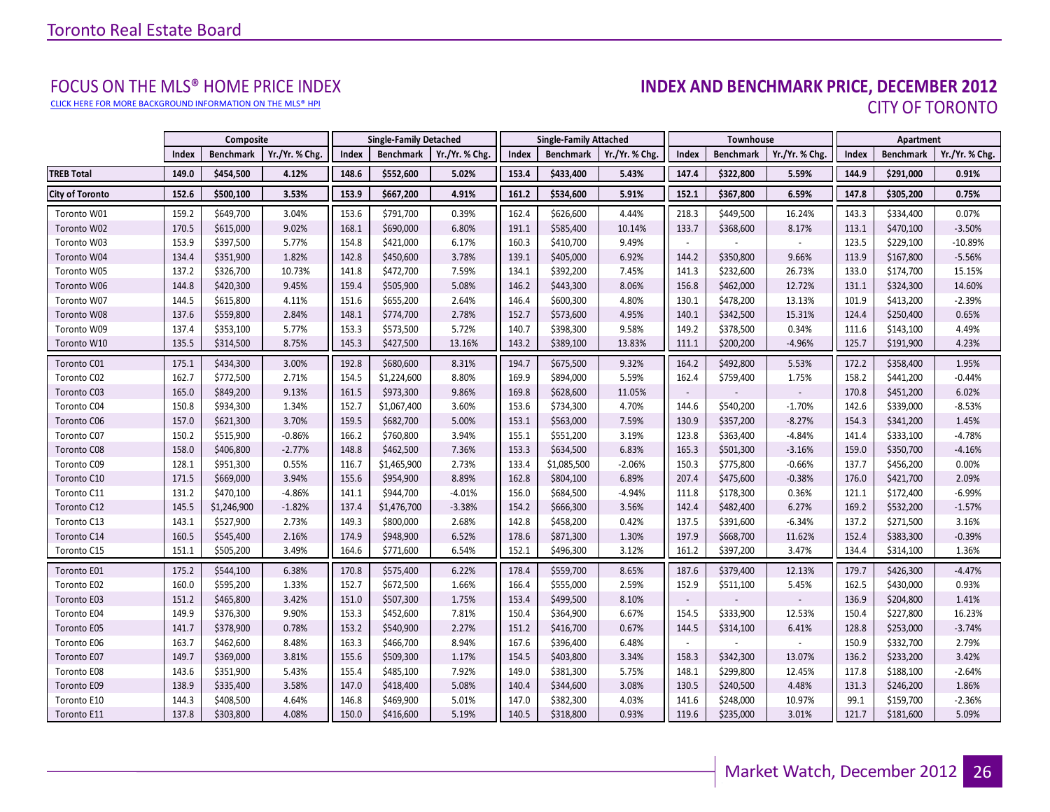Toronto Real Estate Board

## FOCUS ON THE MLS® HOME PRICE INDEX

CLICK HERE FOR MORE BACKGROUND INFORMATION ON THE MLS® HPI

## INDEX AND BENCHMARK PRICE, DECEMBER 2012

### CITY OF TORONTO

| | Composite | | | Single-Family Detached | | | Single-Family Attached | | | Townhouse | | | Apartment | | |
|---|---|---|---|---|---|---|---|---|---|---|---|---|---|---|---|
| | Index | Benchmark | Yr./Yr. % Chg. | Index | Benchmark | Yr./Yr. % Chg. | Index | Benchmark | Yr./Yr. % Chg. | Index | Benchmark | Yr./Yr. % Chg. | Index | Benchmark | Yr./Yr. % Chg. |
| **TREB Total** | **149.0** | **$454,500** | **4.12%** | **148.6** | **$552,600** | **5.02%** | **153.4** | **$433,400** | **5.43%** | **147.4** | **$322,800** | **5.59%** | **144.9** | **$291,000** | **0.91%** |
| **City of Toronto** | **152.6** | **$500,100** | **3.53%** | **153.9** | **$667,200** | **4.91%** | **161.2** | **$534,600** | **5.91%** | **152.1** | **$367,800** | **6.59%** | **147.8** | **$305,200** | **0.75%** |
| Toronto W01 | 159.2 | $649,700 | 3.04% | 153.6 | $791,700 | 0.39% | 162.4 | $626,600 | 4.44% | 218.3 | $449,500 | 16.24% | 143.3 | $334,400 | 0.07% |
| Toronto W02 | 170.5 | $615,000 | 9.02% | 168.1 | $690,000 | 6.80% | 191.1 | $585,400 | 10.14% | 133.7 | $368,600 | 8.17% | 113.1 | $470,100 | -3.50% |
| Toronto W03 | 153.9 | $397,500 | 5.77% | 154.8 | $421,000 | 6.17% | 160.3 | $410,700 | 9.49% | - | - | - | 123.5 | $229,100 | -10.89% |
| Toronto W04 | 134.4 | $351,900 | 1.82% | 142.8 | $450,600 | 3.78% | 139.1 | $405,000 | 6.92% | 144.2 | $350,800 | 9.66% | 113.9 | $167,800 | -5.56% |
| Toronto W05 | 137.2 | $326,700 | 10.73% | 141.8 | $472,700 | 7.59% | 134.1 | $392,200 | 7.45% | 141.3 | $232,600 | 26.73% | 133.0 | $174,700 | 15.15% |
| Toronto W06 | 144.8 | $420,300 | 9.45% | 159.4 | $505,900 | 5.08% | 146.2 | $443,300 | 8.06% | 156.8 | $462,000 | 12.72% | 131.1 | $324,300 | 14.60% |
| Toronto W07 | 144.5 | $615,800 | 4.11% | 151.6 | $655,200 | 2.64% | 146.4 | $600,300 | 4.80% | 130.1 | $478,200 | 13.13% | 101.9 | $413,200 | -2.39% |
| Toronto W08 | 137.6 | $559,800 | 2.84% | 148.1 | $774,700 | 2.78% | 152.7 | $573,600 | 4.95% | 140.1 | $342,500 | 15.31% | 124.4 | $250,400 | 0.65% |
| Toronto W09 | 137.4 | $353,100 | 5.77% | 153.3 | $573,500 | 5.72% | 140.7 | $398,300 | 9.58% | 149.2 | $378,500 | 0.34% | 111.6 | $143,100 | 4.49% |
| Toronto W10 | 135.5 | $314,500 | 8.75% | 145.3 | $427,500 | 13.16% | 143.2 | $389,100 | 13.83% | 111.1 | $200,200 | -4.96% | 125.7 | $191,900 | 4.23% |
| Toronto C01 | 175.1 | $434,300 | 3.00% | 192.8 | $680,600 | 8.31% | 194.7 | $675,500 | 9.32% | 164.2 | $492,800 | 5.53% | 172.2 | $358,400 | 1.95% |
| Toronto C02 | 162.7 | $772,500 | 2.71% | 154.5 | $1,224,600 | 8.80% | 169.9 | $894,000 | 5.59% | 162.4 | $759,400 | 1.75% | 158.2 | $441,200 | -0.44% |
| Toronto C03 | 165.0 | $849,200 | 9.13% | 161.5 | $973,300 | 9.86% | 169.8 | $628,600 | 11.05% | - | - | - | 170.8 | $451,200 | 6.02% |
| Toronto C04 | 150.8 | $934,300 | 1.34% | 152.7 | $1,067,400 | 3.60% | 153.6 | $734,300 | 4.70% | 144.6 | $540,200 | -1.70% | 142.6 | $339,000 | -8.53% |
| Toronto C06 | 157.0 | $621,300 | 3.70% | 159.5 | $682,700 | 5.00% | 153.1 | $563,000 | 7.59% | 130.9 | $357,200 | -8.27% | 154.3 | $341,200 | 1.45% |
| Toronto C07 | 150.2 | $515,900 | -0.86% | 166.2 | $760,800 | 3.94% | 155.1 | $551,200 | 3.19% | 123.8 | $363,400 | -4.84% | 141.4 | $333,100 | -4.78% |
| Toronto C08 | 158.0 | $406,800 | -2.77% | 148.8 | $462,500 | 7.36% | 153.3 | $634,500 | 6.83% | 165.3 | $501,300 | -3.16% | 159.0 | $350,700 | -4.16% |
| Toronto C09 | 128.1 | $951,300 | 0.55% | 116.7 | $1,465,900 | 2.73% | 133.4 | $1,085,500 | -2.06% | 150.3 | $775,800 | -0.66% | 137.7 | $456,200 | 0.00% |
| Toronto C10 | 171.5 | $669,000 | 3.94% | 155.6 | $954,900 | 8.89% | 162.8 | $804,100 | 6.89% | 207.4 | $475,600 | -0.38% | 176.0 | $421,700 | 2.09% |
| Toronto C11 | 131.2 | $470,100 | -4.86% | 141.1 | $944,700 | -4.01% | 156.0 | $684,500 | -4.94% | 111.8 | $178,300 | 0.36% | 121.1 | $172,400 | -6.99% |
| Toronto C12 | 145.5 | $1,246,900 | -1.82% | 137.4 | $1,476,700 | -3.38% | 154.2 | $666,300 | 3.56% | 142.4 | $482,400 | 6.27% | 169.2 | $532,200 | -1.57% |
| Toronto C13 | 143.1 | $527,900 | 2.73% | 149.3 | $800,000 | 2.68% | 142.8 | $458,200 | 0.42% | 137.5 | $391,600 | -6.34% | 137.2 | $271,500 | 3.16% |
| Toronto C14 | 160.5 | $545,400 | 2.16% | 174.9 | $948,900 | 6.52% | 178.6 | $871,300 | 1.30% | 197.9 | $668,700 | 11.62% | 152.4 | $383,300 | -0.39% |
| Toronto C15 | 151.1 | $505,200 | 3.49% | 164.6 | $771,600 | 6.54% | 152.1 | $496,300 | 3.12% | 161.2 | $397,200 | 3.47% | 134.4 | $314,100 | 1.36% |
| Toronto E01 | 175.2 | $544,100 | 6.38% | 170.8 | $575,400 | 6.22% | 178.4 | $559,700 | 8.65% | 187.6 | $379,400 | 12.13% | 179.7 | $426,300 | -4.47% |
| Toronto E02 | 160.0 | $595,200 | 1.33% | 152.7 | $672,500 | 1.66% | 166.4 | $555,000 | 2.59% | 152.9 | $511,100 | 5.45% | 162.5 | $430,000 | 0.93% |
| Toronto E03 | 151.2 | $465,800 | 3.42% | 151.0 | $507,300 | 1.75% | 153.4 | $499,500 | 8.10% | - | - | - | 136.9 | $204,800 | 1.41% |
| Toronto E04 | 149.9 | $376,300 | 9.90% | 153.3 | $452,600 | 7.81% | 150.4 | $364,900 | 6.67% | 154.5 | $333,900 | 12.53% | 150.4 | $227,800 | 16.23% |
| Toronto E05 | 141.7 | $378,900 | 0.78% | 153.2 | $540,900 | 2.27% | 151.2 | $416,700 | 0.67% | 144.5 | $314,100 | 6.41% | 128.8 | $253,000 | -3.74% |
| Toronto E06 | 163.7 | $462,600 | 8.48% | 163.3 | $466,700 | 8.94% | 167.6 | $396,400 | 6.48% | - | - | - | 150.9 | $332,700 | 2.79% |
| Toronto E07 | 149.7 | $369,000 | 3.81% | 155.6 | $509,300 | 1.17% | 154.5 | $403,800 | 3.34% | 158.3 | $342,300 | 13.07% | 136.2 | $233,200 | 3.42% |
| Toronto E08 | 143.6 | $351,900 | 5.43% | 155.4 | $485,100 | 7.92% | 149.0 | $381,300 | 5.75% | 148.1 | $299,800 | 12.45% | 117.8 | $188,100 | -2.64% |
| Toronto E09 | 138.9 | $335,400 | 3.58% | 147.0 | $418,400 | 5.08% | 140.4 | $344,600 | 3.08% | 130.5 | $240,500 | 4.48% | 131.3 | $246,200 | 1.86% |
| Toronto E10 | 144.3 | $408,500 | 4.64% | 146.8 | $469,900 | 5.01% | 147.0 | $382,300 | 4.03% | 141.6 | $248,000 | 10.97% | 99.1 | $159,700 | -2.36% |
| Toronto E11 | 137.8 | $303,800 | 4.08% | 150.0 | $416,600 | 5.19% | 140.5 | $318,800 | 0.93% | 119.6 | $235,000 | 3.01% | 121.7 | $181,600 | 5.09% |

Market Watch, December 2012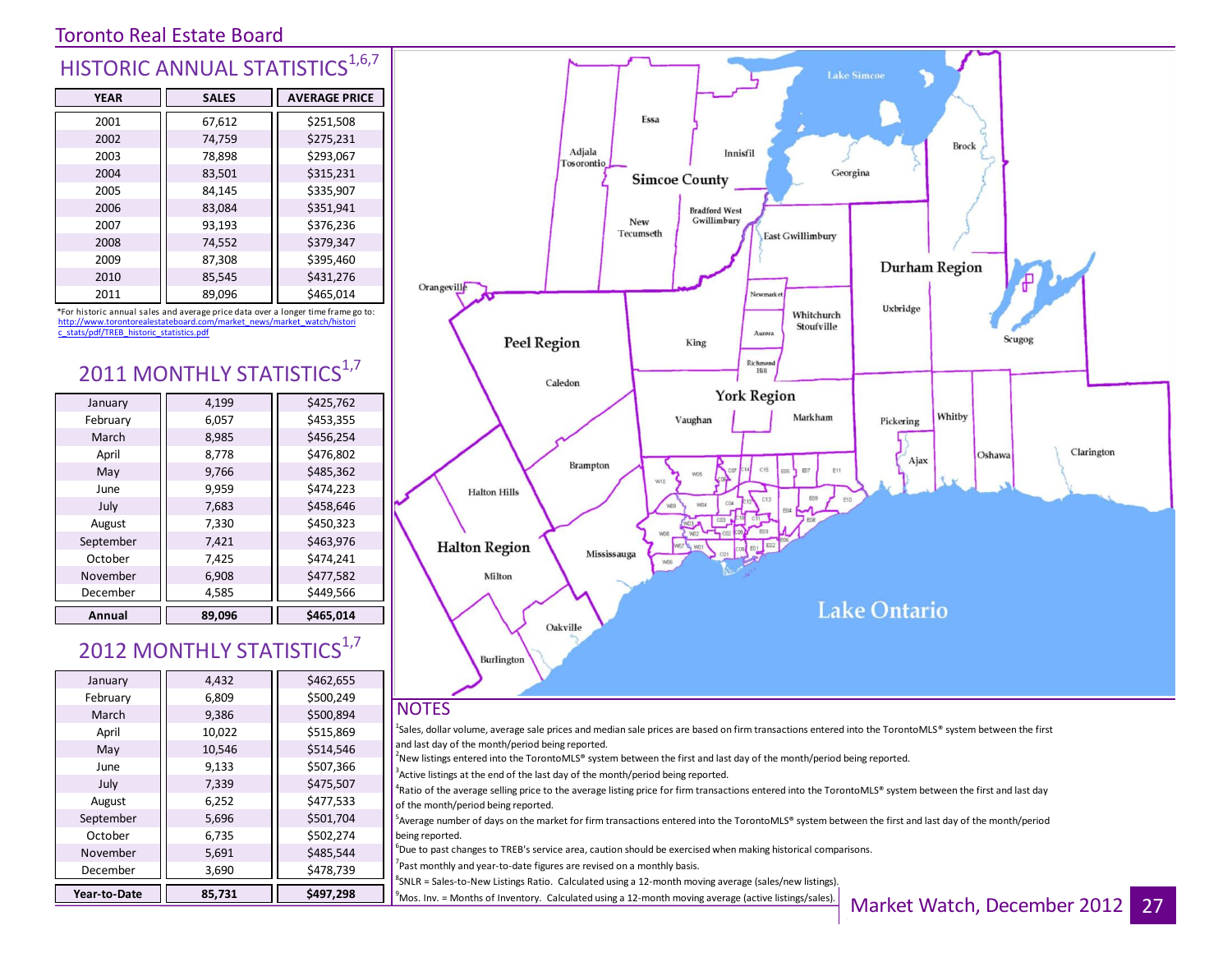Toronto Real Estate Board

## HISTORIC ANNUAL STATISTICS[1,6,7]

| YEAR | SALES | AVERAGE PRICE |
|---|---|---|
| 2001 | 67,612 | $251,508 |
| 2002 | 74,759 | $275,231 |
| 2003 | 78,898 | $293,067 |
| 2004 | 83,501 | $315,231 |
| 2005 | 84,145 | $335,907 |
| 2006 | 83,084 | $351,941 |
| 2007 | 93,193 | $376,236 |
| 2008 | 74,552 | $379,347 |
| 2009 | 87,308 | $395,460 |
| 2010 | 85,545 | $431,276 |
| 2011 | 89,096 | $465,014 |

*For historic annual sales and average price data over a longer time frame go to: http://www.torontorealestateboard.com/market_news/market_watch/historic_stats/pdf/TREB_historic_statistics.pdf

## 2011 MONTHLY STATISTICS[1,7]

| | | |
|---|---|---|
| January | 4,199 | $425,762 |
| February | 6,057 | $453,355 |
| March | 8,985 | $456,254 |
| April | 8,778 | $476,802 |
| May | 9,766 | $485,362 |
| June | 9,959 | $474,223 |
| July | 7,683 | $458,646 |
| August | 7,330 | $450,323 |
| September | 7,421 | $463,976 |
| October | 7,425 | $474,241 |
| November | 6,908 | $477,582 |
| December | 4,585 | $449,566 |
| **Annual** | **89,096** | **$465,014** |

## 2012 MONTHLY STATISTICS[1,7]

| | | |
|---|---|---|
| January | 4,432 | $462,655 |
| February | 6,809 | $500,249 |
| March | 9,386 | $500,894 |
| April | 10,022 | $515,869 |
| May | 10,546 | $514,546 |
| June | 9,133 | $507,366 |
| July | 7,339 | $475,507 |
| August | 6,252 | $477,533 |
| September | 5,696 | $501,704 |
| October | 6,735 | $502,274 |
| November | 5,691 | $485,544 |
| December | 3,690 | $478,739 |
| **Year-to-Date** | **85,731** | **$497,298** |

Lake Simcoe
Essa
Adjala Tosorontio
Innisfil
Simcoe County
Brock
Georgina
Bradford West Gwillimbury
New Tecumseth
East Gwillimbury
Durham Region
Orangeville
Newmarket
Whitchurch Stoufville
Uxbridge
Aurora
Peel Region
King
Scugog
Richmond Hill
Caledon
York Region
Vaughan
Markham
Pickering
Whitby
Ajax
Oshawa
Clarington
Brampton
Halton Hills
Halton Region
Mississauga
Milton
Lake Ontario
Oakville
Burlington

## NOTES

[1]Sales, dollar volume, average sale prices and median sale prices are based on firm transactions entered into the TorontoMLS® system between the first and last day of the month/period being reported.

[2]New listings entered into the TorontoMLS® system between the first and last day of the month/period being reported.

[3]Active listings at the end of the last day of the month/period being reported.

[4]Ratio of the average selling price to the average listing price for firm transactions entered into the TorontoMLS® system between the first and last day of the month/period being reported.

[5]Average number of days on the market for firm transactions entered into the TorontoMLS® system between the first and last day of the month/period being reported.

[6]Due to past changes to TREB's service area, caution should be exercised when making historical comparisons.

[7]Past monthly and year-to-date figures are revised on a monthly basis.

[8]SNLR = Sales-to-New Listings Ratio. Calculated using a 12-month moving average (sales/new listings).

[9]Mos. Inv. = Months of Inventory. Calculated using a 12-month moving average (active listings/sales).

Market Watch, December 2012